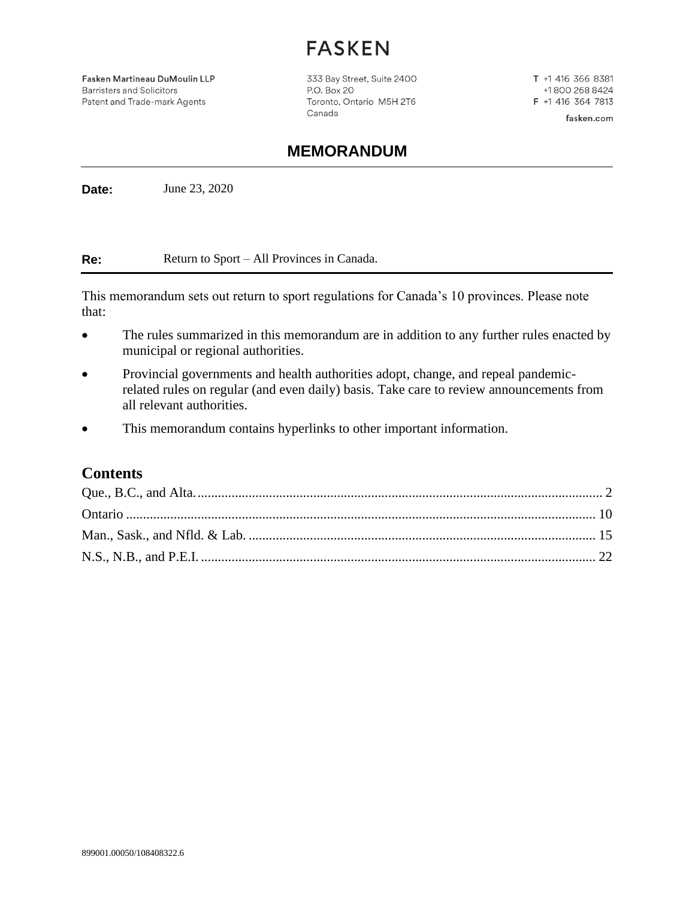# FASKEN

Fasken Martineau DuMoulin LLP
Barristers and Solicitors
Patent and Trade-mark Agents

333 Bay Street, Suite 2400
P.O. Box 20
Toronto, Ontario M5H 2T6
Canada

T +1 416 366 8381
+1 800 268 8424
F +1 416 364 7813

fasken.com

## MEMORANDUM

**Date:** June 23, 2020

**Re:** Return to Sport – All Provinces in Canada.

This memorandum sets out return to sport regulations for Canada's 10 provinces. Please note that:

- The rules summarized in this memorandum are in addition to any further rules enacted by municipal or regional authorities.
- Provincial governments and health authorities adopt, change, and repeal pandemic-related rules on regular (and even daily) basis. Take care to review announcements from all relevant authorities.
- This memorandum contains hyperlinks to other important information.

## Contents

Que., B.C., and Alta. .......... 2
Ontario .......... 10
Man., Sask., and Nfld. & Lab. .......... 15
N.S., N.B., and P.E.I. .......... 22

899001.00050/108408322.6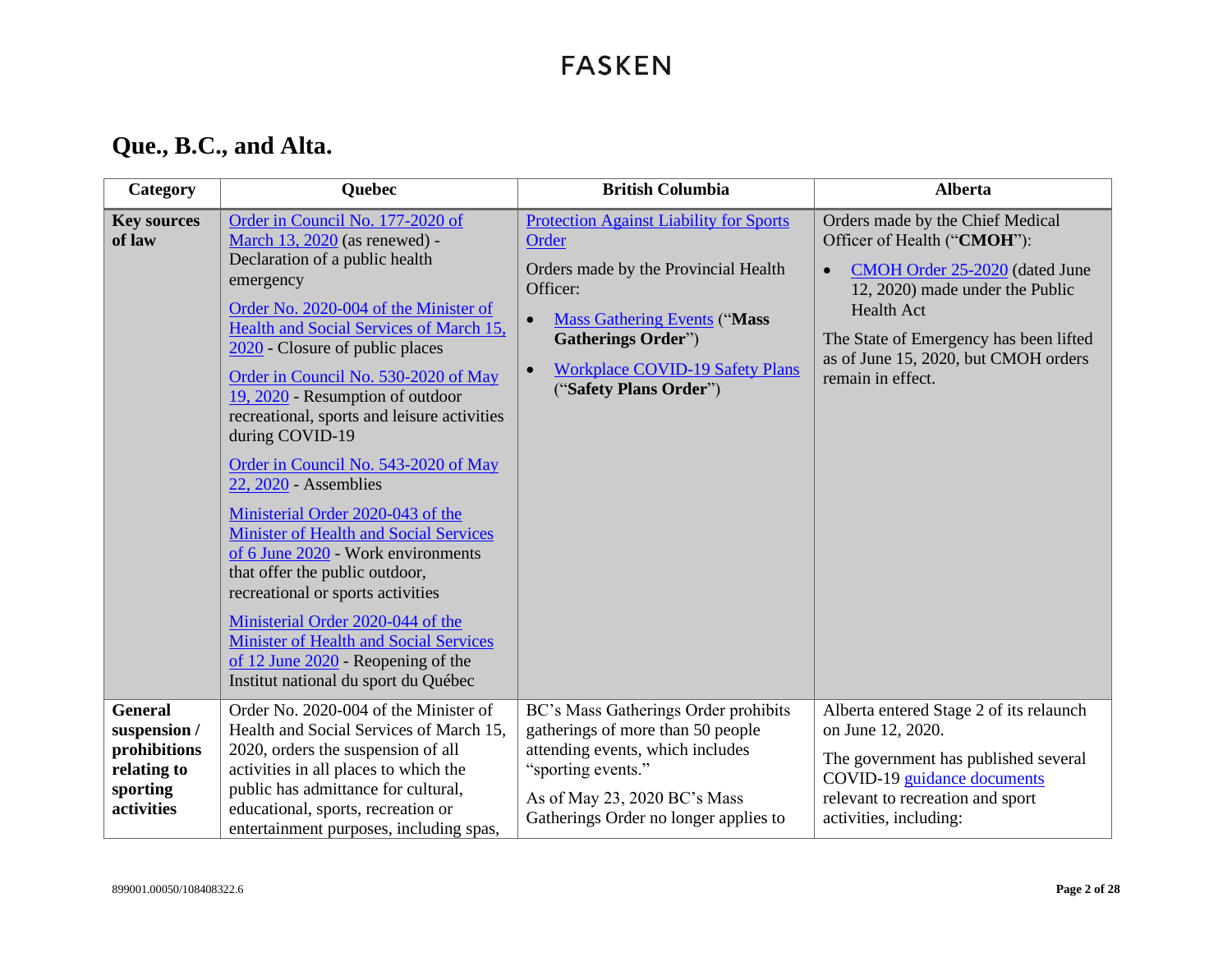## Que., B.C., and Alta.

| Category | Quebec | British Columbia | Alberta |
|---|---|---|---|
| **Key sources of law** | Order in Council No. 177-2020 of March 13, 2020 (as renewed) - Declaration of a public health emergency<br><br>Order No. 2020-004 of the Minister of Health and Social Services of March 15, 2020 - Closure of public places<br><br>Order in Council No. 530-2020 of May 19, 2020 - Resumption of outdoor recreational, sports and leisure activities during COVID-19<br><br>Order in Council No. 543-2020 of May 22, 2020 - Assemblies<br><br>Ministerial Order 2020-043 of the Minister of Health and Social Services of 6 June 2020 - Work environments that offer the public outdoor, recreational or sports activities<br><br>Ministerial Order 2020-044 of the Minister of Health and Social Services of 12 June 2020 - Reopening of the Institut national du sport du Québec | Protection Against Liability for Sports Order<br><br>Orders made by the Provincial Health Officer:<br><br>• Mass Gathering Events ("**Mass Gatherings Order**")<br>• Workplace COVID-19 Safety Plans ("**Safety Plans Order**") | Orders made by the Chief Medical Officer of Health ("**CMOH**"):<br><br>• CMOH Order 25-2020 (dated June 12, 2020) made under the Public Health Act<br><br>The State of Emergency has been lifted as of June 15, 2020, but CMOH orders remain in effect. |
| **General suspension / prohibitions relating to sporting activities** | Order No. 2020-004 of the Minister of Health and Social Services of March 15, 2020, orders the suspension of all activities in all places to which the public has admittance for cultural, educational, sports, recreation or entertainment purposes, including spas, | BC's Mass Gatherings Order prohibits gatherings of more than 50 people attending events, which includes "sporting events."<br><br>As of May 23, 2020 BC's Mass Gatherings Order no longer applies to | Alberta entered Stage 2 of its relaunch on June 12, 2020.<br><br>The government has published several COVID-19 guidance documents relevant to recreation and sport activities, including: |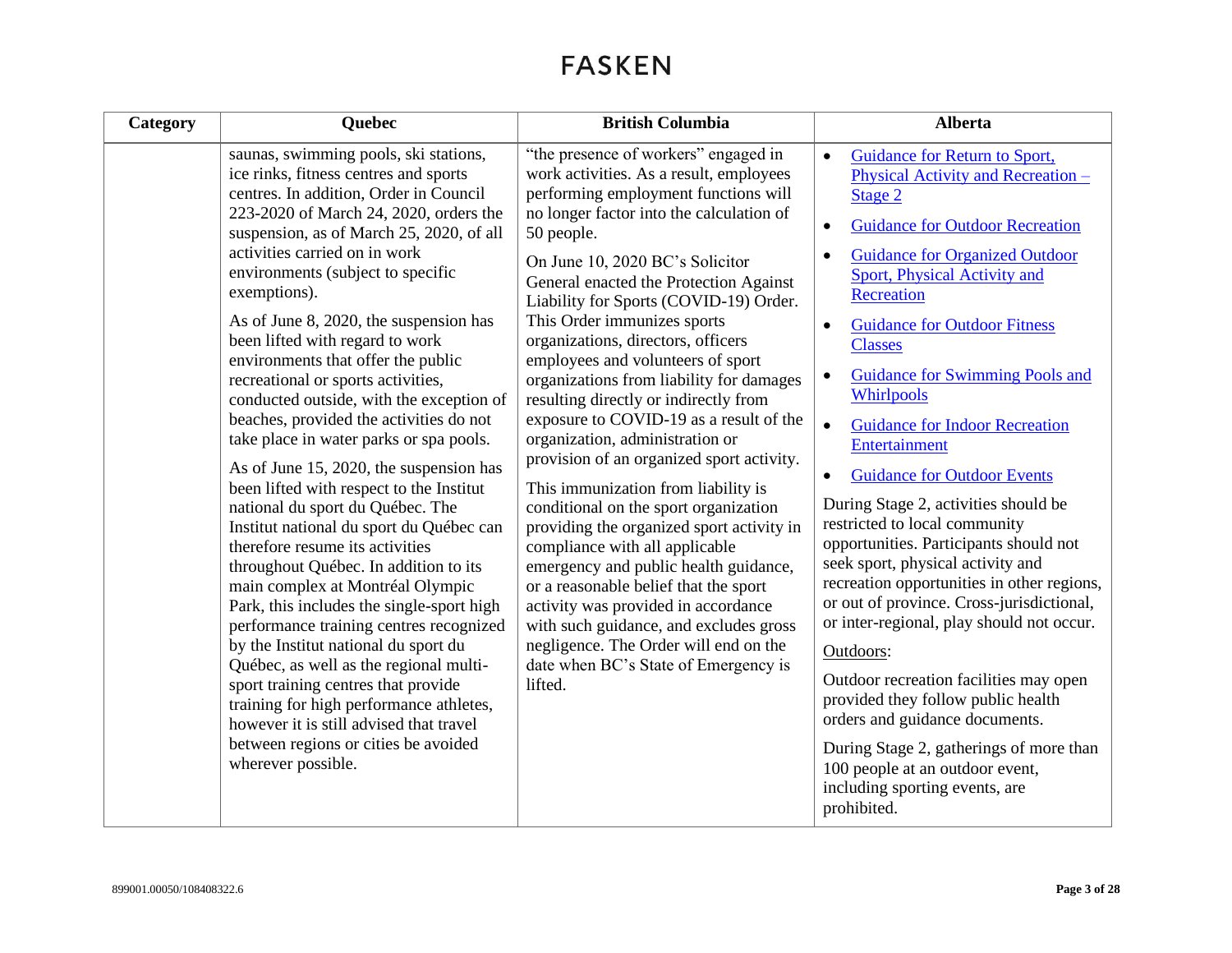| Category | Quebec | British Columbia | Alberta |
|---|---|---|---|
| | saunas, swimming pools, ski stations, ice rinks, fitness centres and sports centres. In addition, Order in Council 223-2020 of March 24, 2020, orders the suspension, as of March 25, 2020, of all activities carried on in work environments (subject to specific exemptions).<br><br>As of June 8, 2020, the suspension has been lifted with regard to work environments that offer the public recreational or sports activities, conducted outside, with the exception of beaches, provided the activities do not take place in water parks or spa pools.<br><br>As of June 15, 2020, the suspension has been lifted with respect to the Institut national du sport du Québec. The Institut national du sport du Québec can therefore resume its activities throughout Québec. In addition to its main complex at Montréal Olympic Park, this includes the single-sport high performance training centres recognized by the Institut national du sport du Québec, as well as the regional multi-sport training centres that provide training for high performance athletes, however it is still advised that travel between regions or cities be avoided wherever possible. | "the presence of workers" engaged in work activities. As a result, employees performing employment functions will no longer factor into the calculation of 50 people.<br><br>On June 10, 2020 BC's Solicitor General enacted the Protection Against Liability for Sports (COVID-19) Order. This Order immunizes sports organizations, directors, officers employees and volunteers of sport organizations from liability for damages resulting directly or indirectly from exposure to COVID-19 as a result of the organization, administration or provision of an organized sport activity.<br><br>This immunization from liability is conditional on the sport organization providing the organized sport activity in compliance with all applicable emergency and public health guidance, or a reasonable belief that the sport activity was provided in accordance with such guidance, and excludes gross negligence. The Order will end on the date when BC's State of Emergency is lifted. | • Guidance for Return to Sport, Physical Activity and Recreation – Stage 2<br>• Guidance for Outdoor Recreation<br>• Guidance for Organized Outdoor Sport, Physical Activity and Recreation<br>• Guidance for Outdoor Fitness Classes<br>• Guidance for Swimming Pools and Whirlpools<br>• Guidance for Indoor Recreation Entertainment<br>• Guidance for Outdoor Events<br><br>During Stage 2, activities should be restricted to local community opportunities. Participants should not seek sport, physical activity and recreation opportunities in other regions, or out of province. Cross-jurisdictional, or inter-regional, play should not occur.<br><br><u>Outdoors</u>:<br><br>Outdoor recreation facilities may open provided they follow public health orders and guidance documents.<br><br>During Stage 2, gatherings of more than 100 people at an outdoor event, including sporting events, are prohibited. |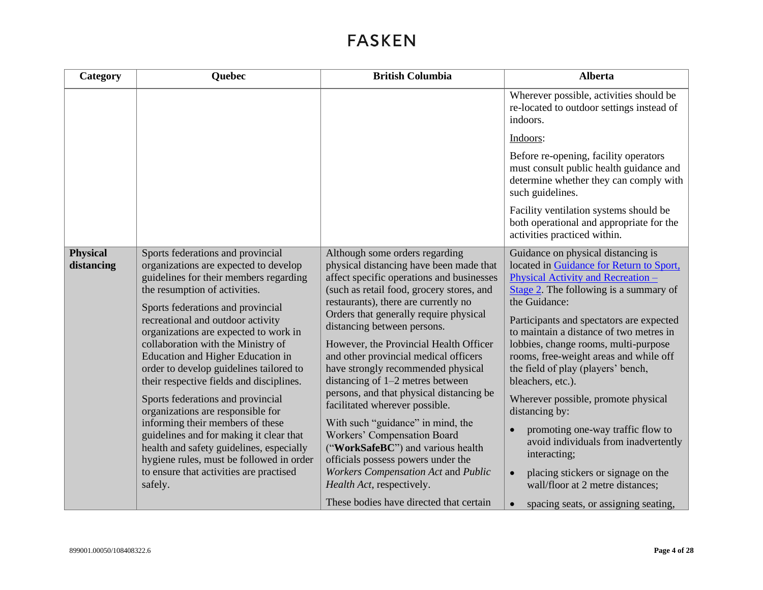| Category | Quebec | British Columbia | Alberta |
|---|---|---|---|
| | | | Wherever possible, activities should be re-located to outdoor settings instead of indoors.<br><br>Indoors:<br><br>Before re-opening, facility operators must consult public health guidance and determine whether they can comply with such guidelines.<br><br>Facility ventilation systems should be both operational and appropriate for the activities practiced within. |
| **Physical distancing** | Sports federations and provincial organizations are expected to develop guidelines for their members regarding the resumption of activities.<br><br>Sports federations and provincial recreational and outdoor activity organizations are expected to work in collaboration with the Ministry of Education and Higher Education in order to develop guidelines tailored to their respective fields and disciplines.<br><br>Sports federations and provincial organizations are responsible for informing their members of these guidelines and for making it clear that health and safety guidelines, especially hygiene rules, must be followed in order to ensure that activities are practised safely. | Although some orders regarding physical distancing have been made that affect specific operations and businesses (such as retail food, grocery stores, and restaurants), there are currently no Orders that generally require physical distancing between persons.<br><br>However, the Provincial Health Officer and other provincial medical officers have strongly recommended physical distancing of 1–2 metres between persons, and that physical distancing be facilitated wherever possible.<br><br>With such "guidance" in mind, the Workers' Compensation Board ("**WorkSafeBC**") and various health officials possess powers under the *Workers Compensation Act* and *Public Health Act*, respectively.<br><br>These bodies have directed that certain | Guidance on physical distancing is located in Guidance for Return to Sport, Physical Activity and Recreation – Stage 2. The following is a summary of the Guidance:<br><br>Participants and spectators are expected to maintain a distance of two metres in lobbies, change rooms, multi-purpose rooms, free-weight areas and while off the field of play (players' bench, bleachers, etc.).<br><br>Wherever possible, promote physical distancing by:<br><br>• promoting one-way traffic flow to avoid individuals from inadvertently interacting;<br><br>• placing stickers or signage on the wall/floor at 2 metre distances;<br><br>• spacing seats, or assigning seating, |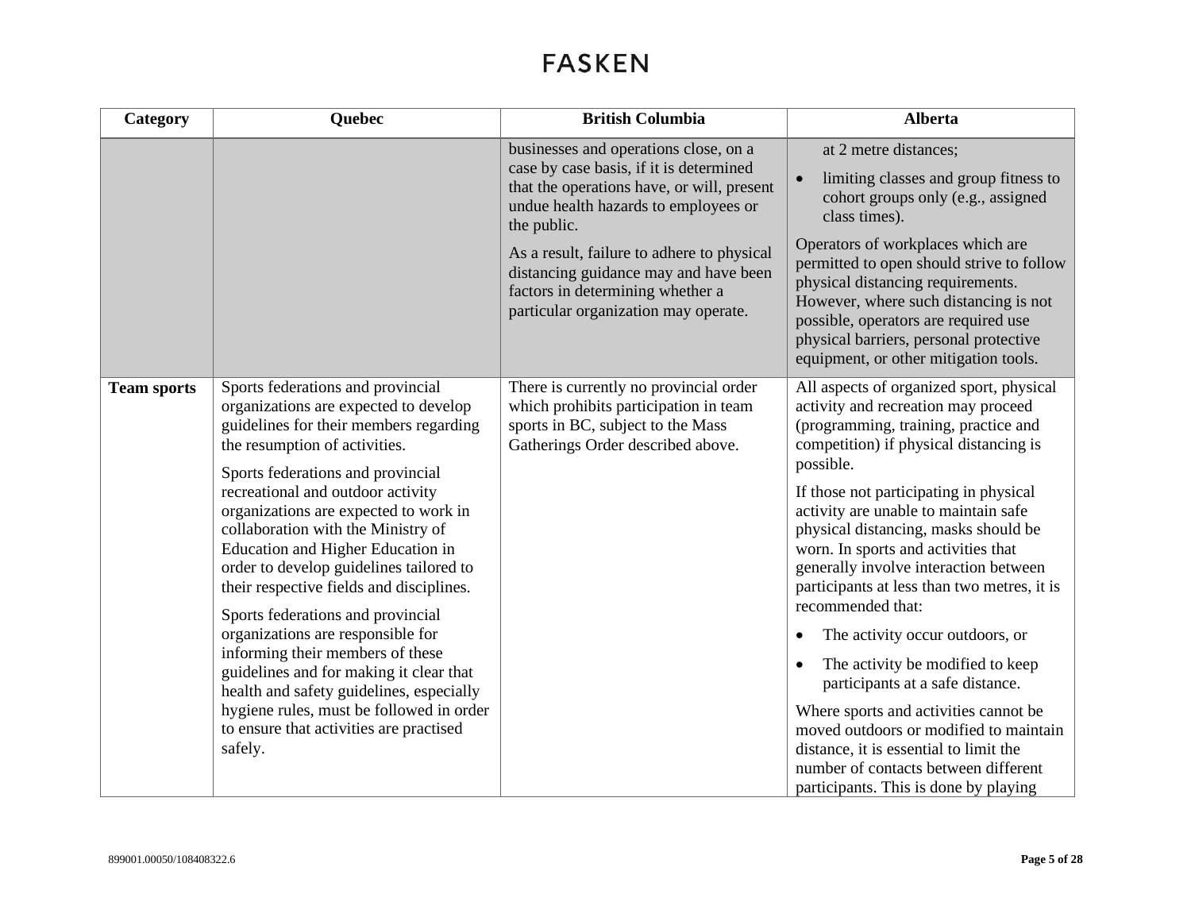| Category | Quebec | British Columbia | Alberta |
|---|---|---|---|
| | | businesses and operations close, on a case by case basis, if it is determined that the operations have, or will, present undue health hazards to employees or the public.<br><br>As a result, failure to adhere to physical distancing guidance may and have been factors in determining whether a particular organization may operate. | at 2 metre distances;<br><br>• limiting classes and group fitness to cohort groups only (e.g., assigned class times).<br><br>Operators of workplaces which are permitted to open should strive to follow physical distancing requirements. However, where such distancing is not possible, operators are required use physical barriers, personal protective equipment, or other mitigation tools. |
| **Team sports** | Sports federations and provincial organizations are expected to develop guidelines for their members regarding the resumption of activities.<br><br>Sports federations and provincial recreational and outdoor activity organizations are expected to work in collaboration with the Ministry of Education and Higher Education in order to develop guidelines tailored to their respective fields and disciplines.<br><br>Sports federations and provincial organizations are responsible for informing their members of these guidelines and for making it clear that health and safety guidelines, especially hygiene rules, must be followed in order to ensure that activities are practised safely. | There is currently no provincial order which prohibits participation in team sports in BC, subject to the Mass Gatherings Order described above. | All aspects of organized sport, physical activity and recreation may proceed (programming, training, practice and competition) if physical distancing is possible.<br><br>If those not participating in physical activity are unable to maintain safe physical distancing, masks should be worn. In sports and activities that generally involve interaction between participants at less than two metres, it is recommended that:<br><br>• The activity occur outdoors, or<br><br>• The activity be modified to keep participants at a safe distance.<br><br>Where sports and activities cannot be moved outdoors or modified to maintain distance, it is essential to limit the number of contacts between different participants. This is done by playing |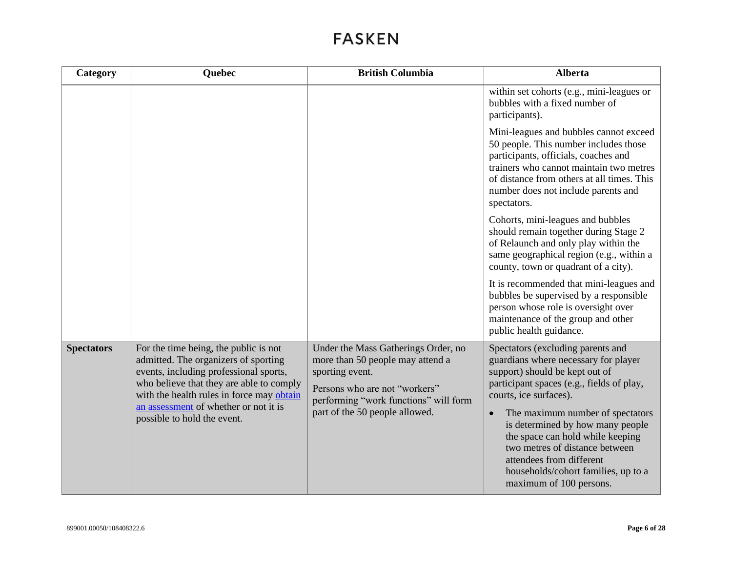| Category | Quebec | British Columbia | Alberta |
|---|---|---|---|
| | | | within set cohorts (e.g., mini-leagues or bubbles with a fixed number of participants).<br><br>Mini-leagues and bubbles cannot exceed 50 people. This number includes those participants, officials, coaches and trainers who cannot maintain two metres of distance from others at all times. This number does not include parents and spectators.<br><br>Cohorts, mini-leagues and bubbles should remain together during Stage 2 of Relaunch and only play within the same geographical region (e.g., within a county, town or quadrant of a city).<br><br>It is recommended that mini-leagues and bubbles be supervised by a responsible person whose role is oversight over maintenance of the group and other public health guidance. |
| **Spectators** | For the time being, the public is not admitted. The organizers of sporting events, including professional sports, who believe that they are able to comply with the health rules in force may obtain an assessment of whether or not it is possible to hold the event. | Under the Mass Gatherings Order, no more than 50 people may attend a sporting event.<br><br>Persons who are not "workers" performing "work functions" will form part of the 50 people allowed. | Spectators (excluding parents and guardians where necessary for player support) should be kept out of participant spaces (e.g., fields of play, courts, ice surfaces).<br><br>• The maximum number of spectators is determined by how many people the space can hold while keeping two metres of distance between attendees from different households/cohort families, up to a maximum of 100 persons. |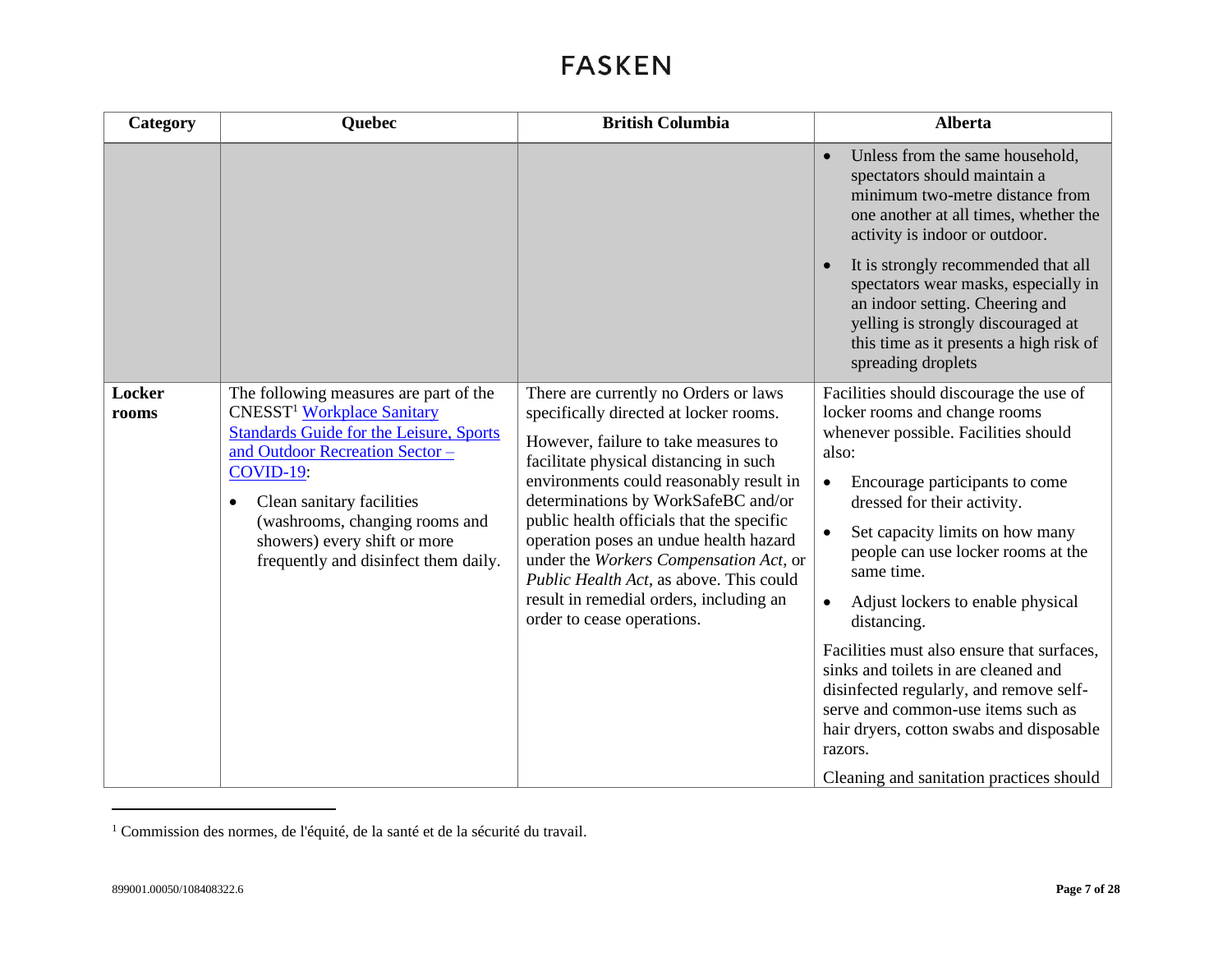| Category | Quebec | British Columbia | Alberta |
|---|---|---|---|
| | | | • Unless from the same household, spectators should maintain a minimum two-metre distance from one another at all times, whether the activity is indoor or outdoor.<br>• It is strongly recommended that all spectators wear masks, especially in an indoor setting. Cheering and yelling is strongly discouraged at this time as it presents a high risk of spreading droplets |
| **Locker rooms** | The following measures are part of the CNESST[1] [Workplace Sanitary Standards Guide for the Leisure, Sports and Outdoor Recreation Sector – COVID-19]():<br>• Clean sanitary facilities (washrooms, changing rooms and showers) every shift or more frequently and disinfect them daily. | There are currently no Orders or laws specifically directed at locker rooms.<br>However, failure to take measures to facilitate physical distancing in such environments could reasonably result in determinations by WorkSafeBC and/or public health officials that the specific operation poses an undue health hazard under the *Workers Compensation Act*, or *Public Health Act*, as above. This could result in remedial orders, including an order to cease operations. | Facilities should discourage the use of locker rooms and change rooms whenever possible. Facilities should also:<br>• Encourage participants to come dressed for their activity.<br>• Set capacity limits on how many people can use locker rooms at the same time.<br>• Adjust lockers to enable physical distancing.<br>Facilities must also ensure that surfaces, sinks and toilets in are cleaned and disinfected regularly, and remove self-serve and common-use items such as hair dryers, cotton swabs and disposable razors.<br>Cleaning and sanitation practices should |

[1] Commission des normes, de l'équité, de la santé et de la sécurité du travail.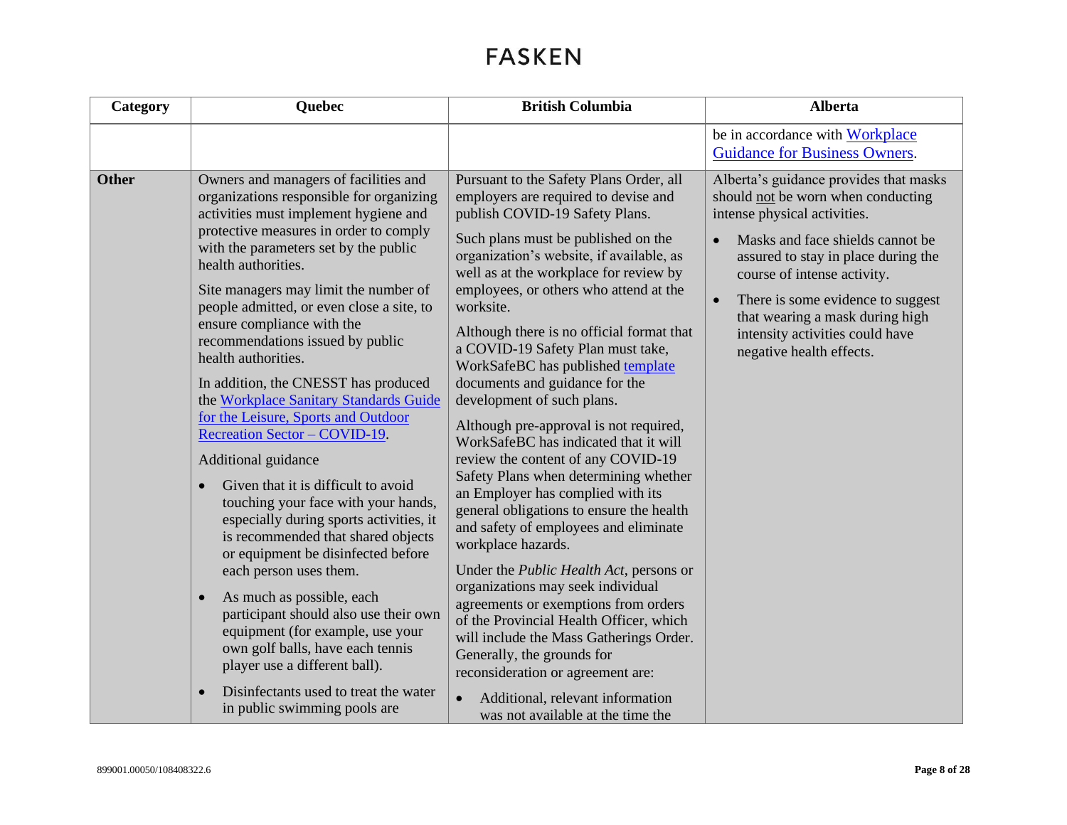| Category | Quebec | British Columbia | Alberta |
|---|---|---|---|
| | | | be in accordance with Workplace Guidance for Business Owners. |
| **Other** | Owners and managers of facilities and organizations responsible for organizing activities must implement hygiene and protective measures in order to comply with the parameters set by the public health authorities.<br><br>Site managers may limit the number of people admitted, or even close a site, to ensure compliance with the recommendations issued by public health authorities.<br><br>In addition, the CNESST has produced the Workplace Sanitary Standards Guide for the Leisure, Sports and Outdoor Recreation Sector – COVID-19.<br><br>Additional guidance<br><br>• Given that it is difficult to avoid touching your face with your hands, especially during sports activities, it is recommended that shared objects or equipment be disinfected before each person uses them.<br><br>• As much as possible, each participant should also use their own equipment (for example, use your own golf balls, have each tennis player use a different ball).<br><br>• Disinfectants used to treat the water in public swimming pools are | Pursuant to the Safety Plans Order, all employers are required to devise and publish COVID-19 Safety Plans.<br><br>Such plans must be published on the organization's website, if available, as well as at the workplace for review by employees, or others who attend at the worksite.<br><br>Although there is no official format that a COVID-19 Safety Plan must take, WorkSafeBC has published template documents and guidance for the development of such plans.<br><br>Although pre-approval is not required, WorkSafeBC has indicated that it will review the content of any COVID-19 Safety Plans when determining whether an Employer has complied with its general obligations to ensure the health and safety of employees and eliminate workplace hazards.<br><br>Under the *Public Health Act*, persons or organizations may seek individual agreements or exemptions from orders of the Provincial Health Officer, which will include the Mass Gatherings Order. Generally, the grounds for reconsideration or agreement are:<br><br>• Additional, relevant information was not available at the time the | Alberta's guidance provides that masks should not be worn when conducting intense physical activities.<br><br>• Masks and face shields cannot be assured to stay in place during the course of intense activity.<br><br>• There is some evidence to suggest that wearing a mask during high intensity activities could have negative health effects. |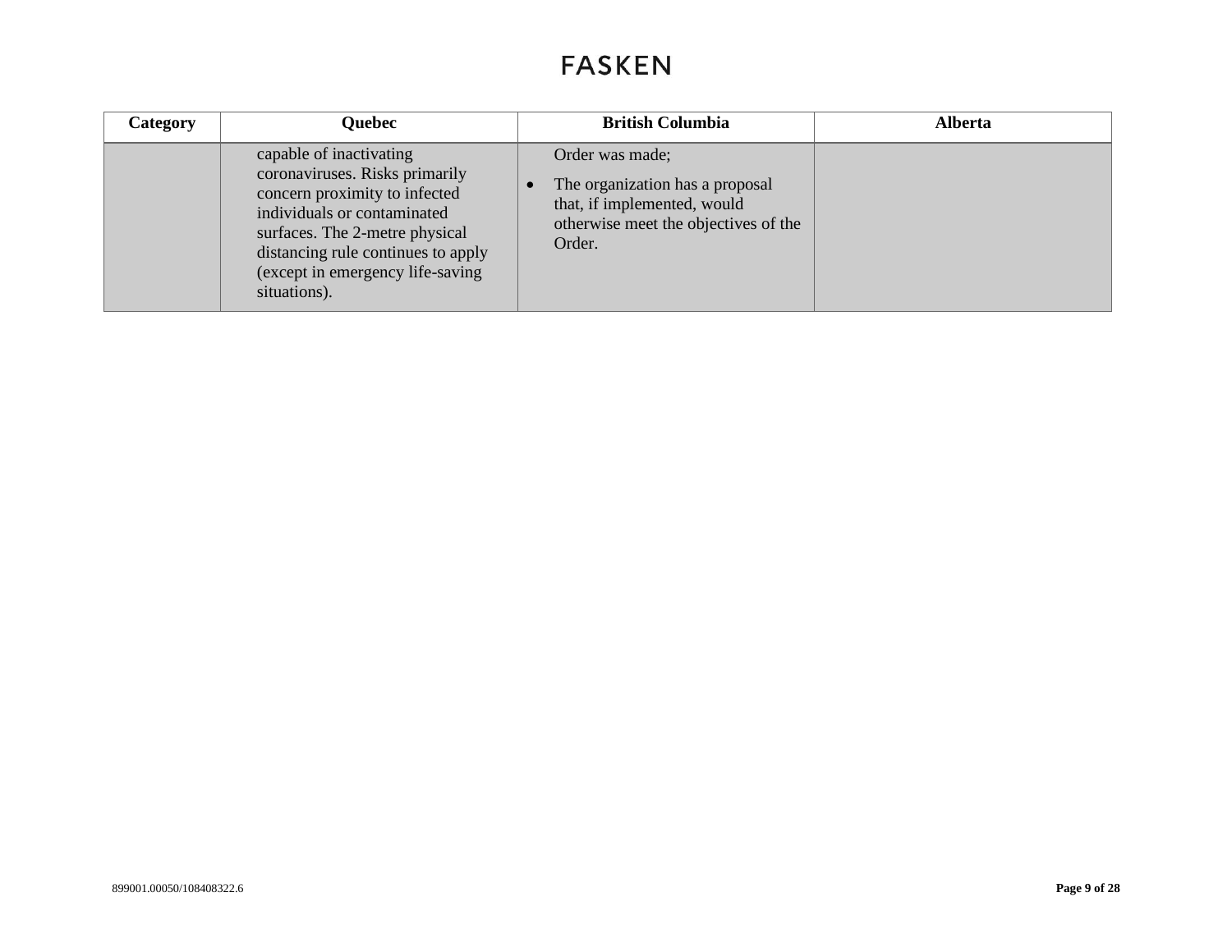| Category | Quebec | British Columbia | Alberta |
| --- | --- | --- | --- |
| | capable of inactivating coronaviruses. Risks primarily concern proximity to infected individuals or contaminated surfaces. The 2-metre physical distancing rule continues to apply (except in emergency life-saving situations). | Order was made;<br>• The organization has a proposal that, if implemented, would otherwise meet the objectives of the Order. | |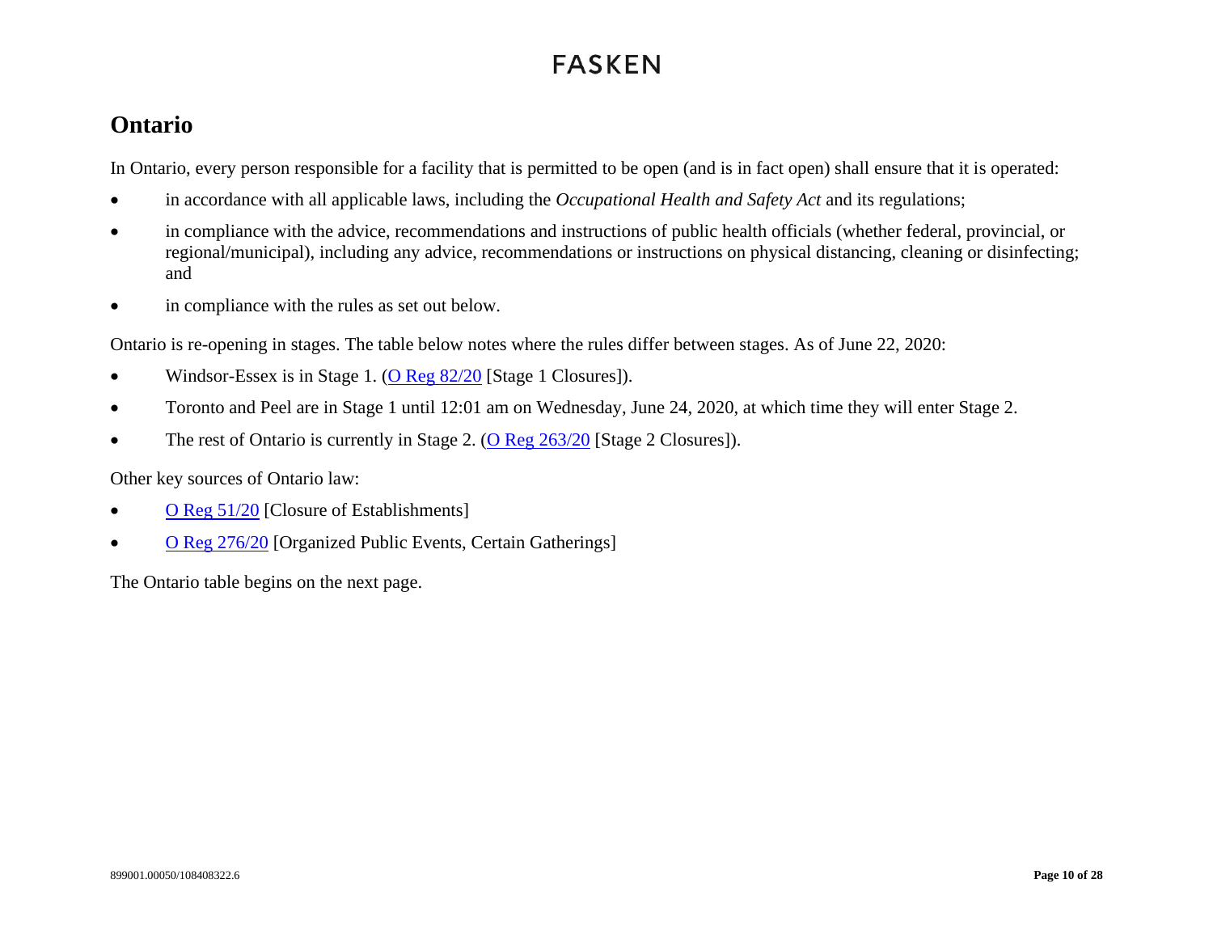## Ontario

In Ontario, every person responsible for a facility that is permitted to be open (and is in fact open) shall ensure that it is operated:

- in accordance with all applicable laws, including the *Occupational Health and Safety Act* and its regulations;
- in compliance with the advice, recommendations and instructions of public health officials (whether federal, provincial, or regional/municipal), including any advice, recommendations or instructions on physical distancing, cleaning or disinfecting; and
- in compliance with the rules as set out below.

Ontario is re-opening in stages. The table below notes where the rules differ between stages. As of June 22, 2020:

- Windsor-Essex is in Stage 1. (O Reg 82/20 [Stage 1 Closures]).
- Toronto and Peel are in Stage 1 until 12:01 am on Wednesday, June 24, 2020, at which time they will enter Stage 2.
- The rest of Ontario is currently in Stage 2. (O Reg 263/20 [Stage 2 Closures]).

Other key sources of Ontario law:

- O Reg 51/20 [Closure of Establishments]
- O Reg 276/20 [Organized Public Events, Certain Gatherings]

The Ontario table begins on the next page.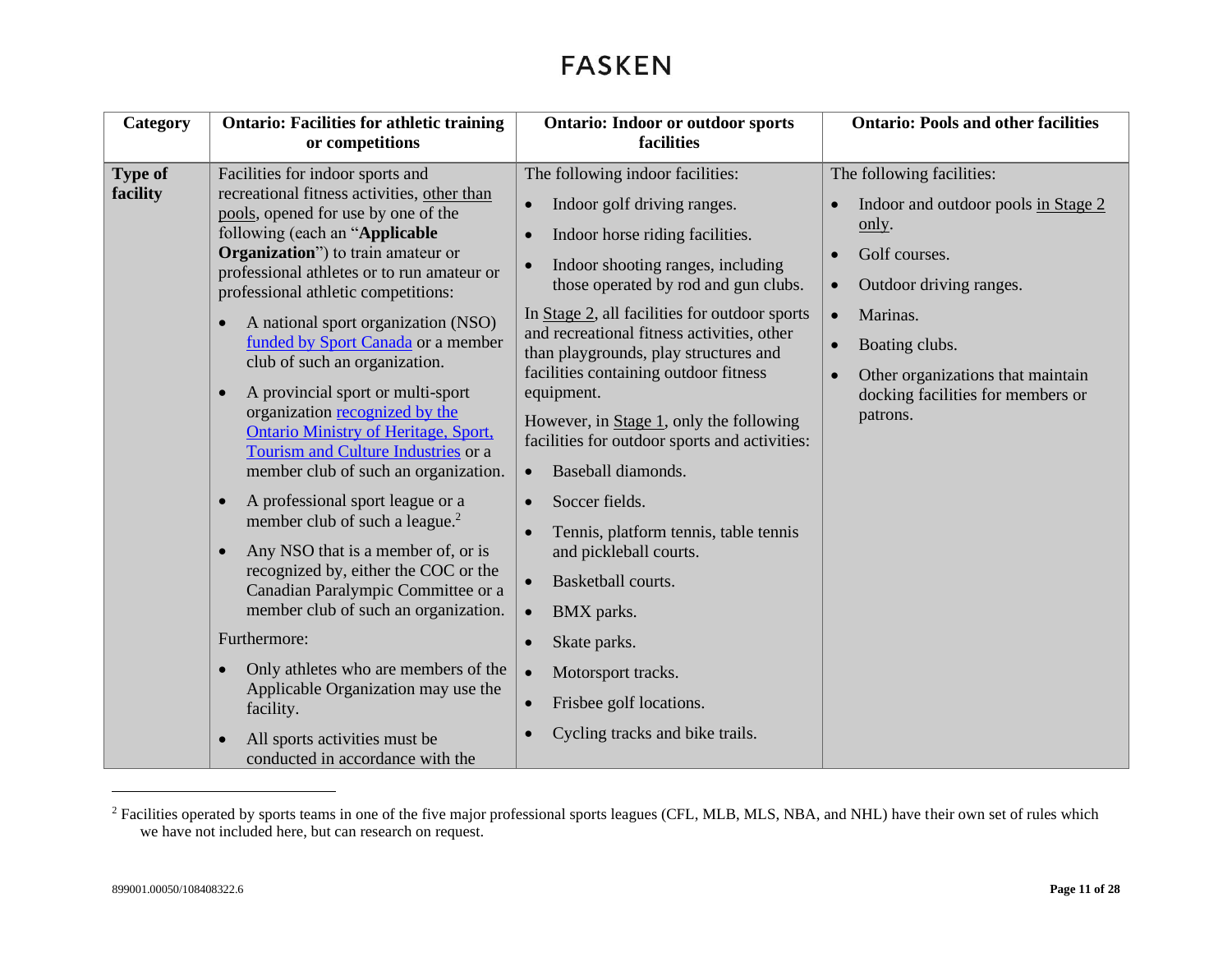| Category | Ontario: Facilities for athletic training or competitions | Ontario: Indoor or outdoor sports facilities | Ontario: Pools and other facilities |
|---|---|---|---|
| **Type of facility** | Facilities for indoor sports and recreational fitness activities, other than pools, opened for use by one of the following (each an "**Applicable Organization**") to train amateur or professional athletes or to run amateur or professional athletic competitions: <br>• A national sport organization (NSO) funded by Sport Canada or a member club of such an organization. <br>• A provincial sport or multi-sport organization recognized by the Ontario Ministry of Heritage, Sport, Tourism and Culture Industries or a member club of such an organization. <br>• A professional sport league or a member club of such a league.[2] <br>• Any NSO that is a member of, or is recognized by, either the COC or the Canadian Paralympic Committee or a member club of such an organization. <br>Furthermore: <br>• Only athletes who are members of the Applicable Organization may use the facility. <br>• All sports activities must be conducted in accordance with the | The following indoor facilities: <br>• Indoor golf driving ranges. <br>• Indoor horse riding facilities. <br>• Indoor shooting ranges, including those operated by rod and gun clubs. <br>In Stage 2, all facilities for outdoor sports and recreational fitness activities, other than playgrounds, play structures and facilities containing outdoor fitness equipment. <br>However, in Stage 1, only the following facilities for outdoor sports and activities: <br>• Baseball diamonds. <br>• Soccer fields. <br>• Tennis, platform tennis, table tennis and pickleball courts. <br>• Basketball courts. <br>• BMX parks. <br>• Skate parks. <br>• Motorsport tracks. <br>• Frisbee golf locations. <br>• Cycling tracks and bike trails. | The following facilities: <br>• Indoor and outdoor pools in Stage 2 only. <br>• Golf courses. <br>• Outdoor driving ranges. <br>• Marinas. <br>• Boating clubs. <br>• Other organizations that maintain docking facilities for members or patrons. |

[2] Facilities operated by sports teams in one of the five major professional sports leagues (CFL, MLB, MLS, NBA, and NHL) have their own set of rules which we have not included here, but can research on request.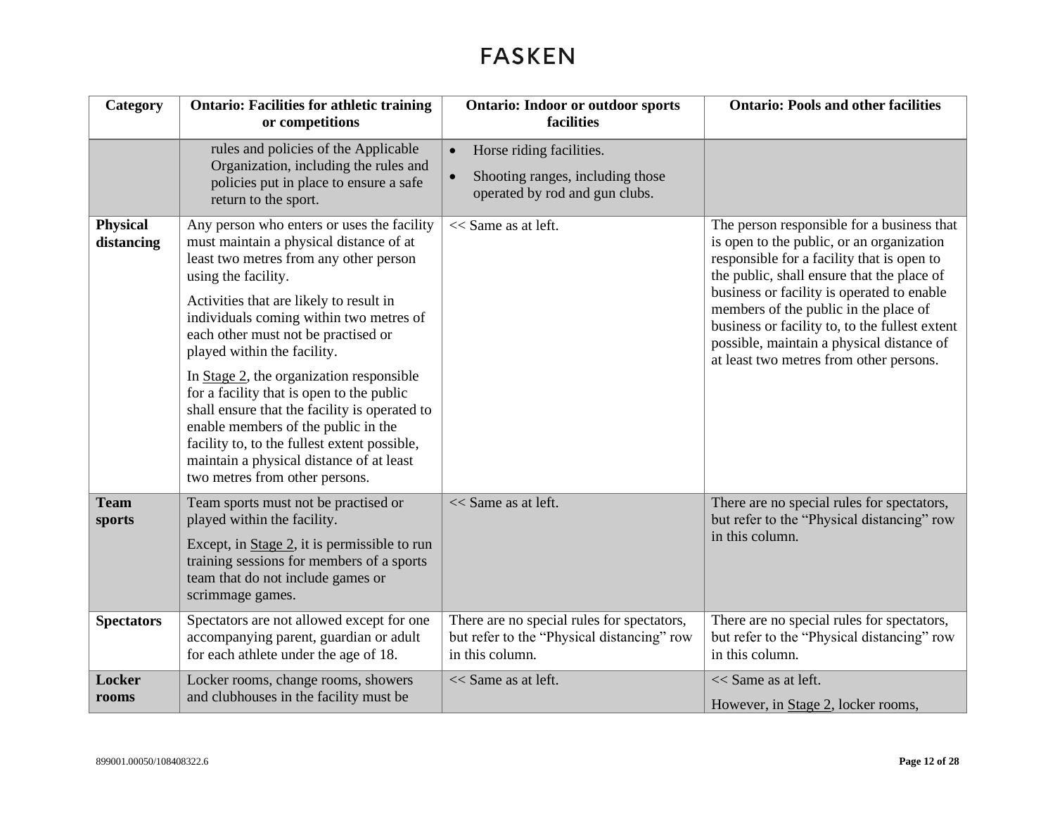| Category | Ontario: Facilities for athletic training or competitions | Ontario: Indoor or outdoor sports facilities | Ontario: Pools and other facilities |
|---|---|---|---|
| | rules and policies of the Applicable Organization, including the rules and policies put in place to ensure a safe return to the sport. | • Horse riding facilities.<br>• Shooting ranges, including those operated by rod and gun clubs. | |
| **Physical distancing** | Any person who enters or uses the facility must maintain a physical distance of at least two metres from any other person using the facility.<br><br>Activities that are likely to result in individuals coming within two metres of each other must not be practised or played within the facility.<br><br>In Stage 2, the organization responsible for a facility that is open to the public shall ensure that the facility is operated to enable members of the public in the facility to, to the fullest extent possible, maintain a physical distance of at least two metres from other persons. | << Same as at left. | The person responsible for a business that is open to the public, or an organization responsible for a facility that is open to the public, shall ensure that the place of business or facility is operated to enable members of the public in the place of business or facility to, to the fullest extent possible, maintain a physical distance of at least two metres from other persons. |
| **Team sports** | Team sports must not be practised or played within the facility.<br><br>Except, in Stage 2, it is permissible to run training sessions for members of a sports team that do not include games or scrimmage games. | << Same as at left. | There are no special rules for spectators, but refer to the "Physical distancing" row in this column. |
| **Spectators** | Spectators are not allowed except for one accompanying parent, guardian or adult for each athlete under the age of 18. | There are no special rules for spectators, but refer to the "Physical distancing" row in this column. | There are no special rules for spectators, but refer to the "Physical distancing" row in this column. |
| **Locker rooms** | Locker rooms, change rooms, showers and clubhouses in the facility must be | << Same as at left. | << Same as at left.<br><br>However, in Stage 2, locker rooms, |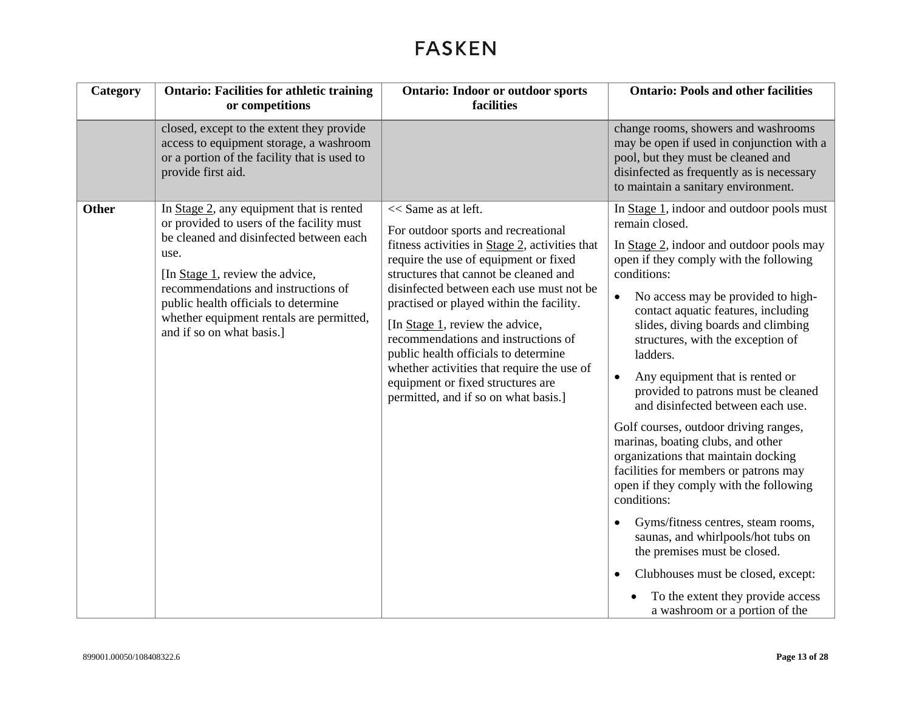| Category | Ontario: Facilities for athletic training or competitions | Ontario: Indoor or outdoor sports facilities | Ontario: Pools and other facilities |
|---|---|---|---|
| | closed, except to the extent they provide access to equipment storage, a washroom or a portion of the facility that is used to provide first aid. | | change rooms, showers and washrooms may be open if used in conjunction with a pool, but they must be cleaned and disinfected as frequently as is necessary to maintain a sanitary environment. |
| **Other** | In Stage 2, any equipment that is rented or provided to users of the facility must be cleaned and disinfected between each use.<br><br>[In Stage 1, review the advice, recommendations and instructions of public health officials to determine whether equipment rentals are permitted, and if so on what basis.] | << Same as at left.<br><br>For outdoor sports and recreational fitness activities in Stage 2, activities that require the use of equipment or fixed structures that cannot be cleaned and disinfected between each use must not be practised or played within the facility.<br><br>[In Stage 1, review the advice, recommendations and instructions of public health officials to determine whether activities that require the use of equipment or fixed structures are permitted, and if so on what basis.] | In Stage 1, indoor and outdoor pools must remain closed.<br><br>In Stage 2, indoor and outdoor pools may open if they comply with the following conditions:<br><br>• No access may be provided to high-contact aquatic features, including slides, diving boards and climbing structures, with the exception of ladders.<br><br>• Any equipment that is rented or provided to patrons must be cleaned and disinfected between each use.<br><br>Golf courses, outdoor driving ranges, marinas, boating clubs, and other organizations that maintain docking facilities for members or patrons may open if they comply with the following conditions:<br><br>• Gyms/fitness centres, steam rooms, saunas, and whirlpools/hot tubs on the premises must be closed.<br><br>• Clubhouses must be closed, except:<br><br>  • To the extent they provide access a washroom or a portion of the |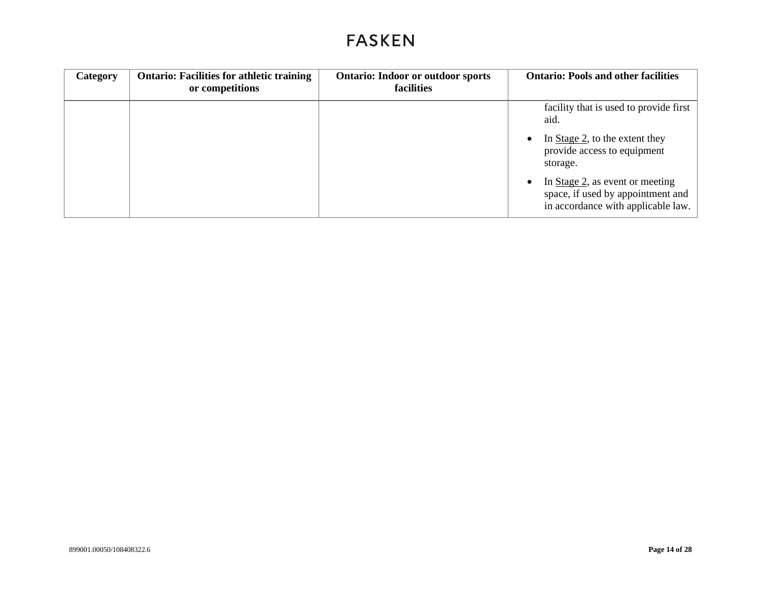| Category | Ontario: Facilities for athletic training or competitions | Ontario: Indoor or outdoor sports facilities | Ontario: Pools and other facilities |
|---|---|---|---|
| | | | facility that is used to provide first aid.<br>• In Stage 2, to the extent they provide access to equipment storage.<br>• In Stage 2, as event or meeting space, if used by appointment and in accordance with applicable law. |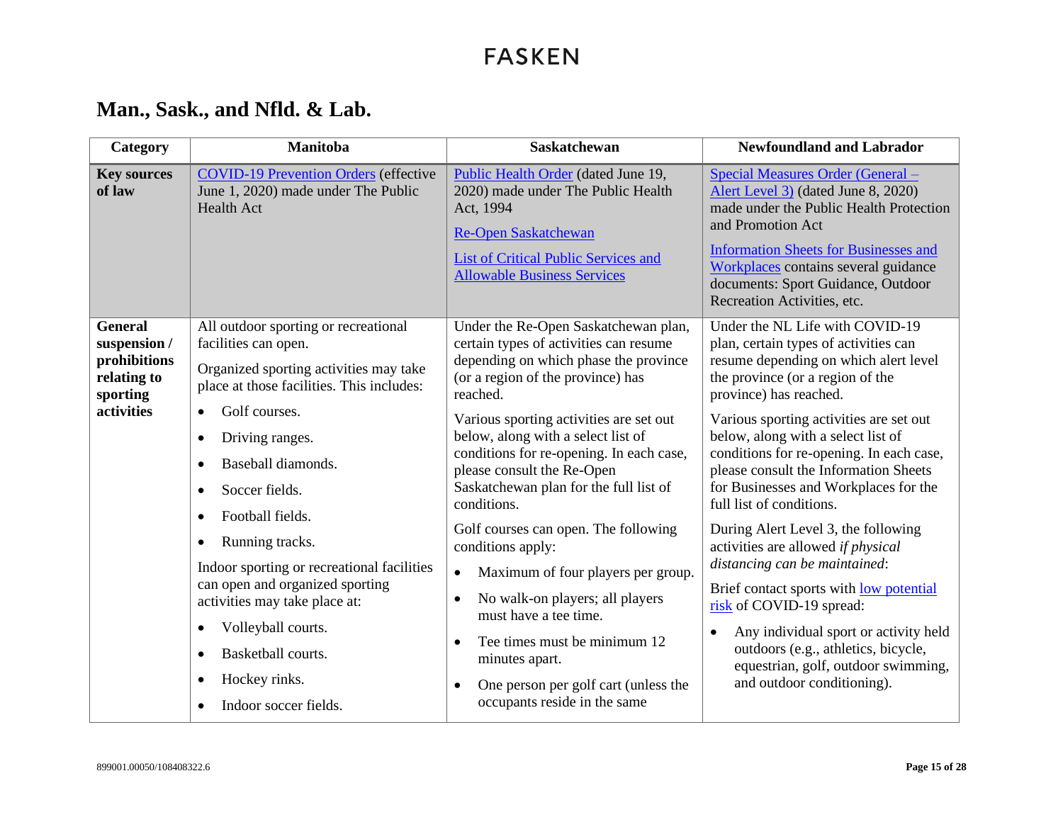## Man., Sask., and Nfld. & Lab.

| Category | Manitoba | Saskatchewan | Newfoundland and Labrador |
|---|---|---|---|
| **Key sources of law** | COVID-19 Prevention Orders (effective June 1, 2020) made under The Public Health Act | Public Health Order (dated June 19, 2020) made under The Public Health Act, 1994<br><br>Re-Open Saskatchewan<br><br>List of Critical Public Services and Allowable Business Services | Special Measures Order (General – Alert Level 3) (dated June 8, 2020) made under the Public Health Protection and Promotion Act<br><br>Information Sheets for Businesses and Workplaces contains several guidance documents: Sport Guidance, Outdoor Recreation Activities, etc. |
| **General suspension / prohibitions relating to sporting activities** | All outdoor sporting or recreational facilities can open.<br><br>Organized sporting activities may take place at those facilities. This includes:<br>• Golf courses.<br>• Driving ranges.<br>• Baseball diamonds.<br>• Soccer fields.<br>• Football fields.<br>• Running tracks.<br><br>Indoor sporting or recreational facilities can open and organized sporting activities may take place at:<br>• Volleyball courts.<br>• Basketball courts.<br>• Hockey rinks.<br>• Indoor soccer fields. | Under the Re-Open Saskatchewan plan, certain types of activities can resume depending on which phase the province (or a region of the province) has reached.<br><br>Various sporting activities are set out below, along with a select list of conditions for re-opening. In each case, please consult the Re-Open Saskatchewan plan for the full list of conditions.<br><br>Golf courses can open. The following conditions apply:<br>• Maximum of four players per group.<br>• No walk-on players; all players must have a tee time.<br>• Tee times must be minimum 12 minutes apart.<br>• One person per golf cart (unless the occupants reside in the same | Under the NL Life with COVID-19 plan, certain types of activities can resume depending on which alert level the province (or a region of the province) has reached.<br><br>Various sporting activities are set out below, along with a select list of conditions for re-opening. In each case, please consult the Information Sheets for Businesses and Workplaces for the full list of conditions.<br><br>During Alert Level 3, the following activities are allowed *if physical distancing can be maintained*:<br><br>Brief contact sports with low potential risk of COVID-19 spread:<br>• Any individual sport or activity held outdoors (e.g., athletics, bicycle, equestrian, golf, outdoor swimming, and outdoor conditioning). |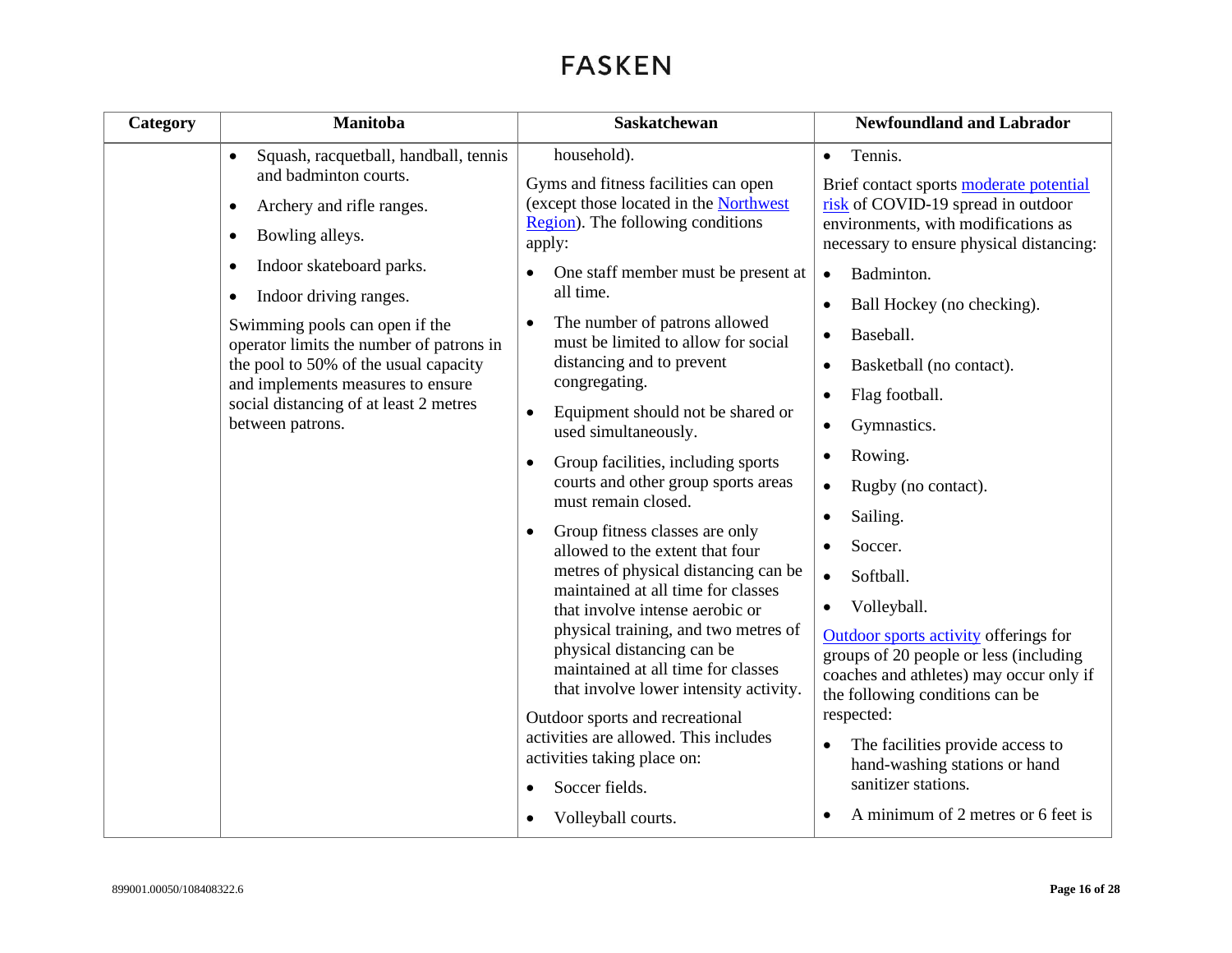| Category | Manitoba | Saskatchewan | Newfoundland and Labrador |
|---|---|---|---|
| | • Squash, racquetball, handball, tennis and badminton courts.<br>• Archery and rifle ranges.<br>• Bowling alleys.<br>• Indoor skateboard parks.<br>• Indoor driving ranges.<br><br>Swimming pools can open if the operator limits the number of patrons in the pool to 50% of the usual capacity and implements measures to ensure social distancing of at least 2 metres between patrons. | household).<br><br>Gyms and fitness facilities can open (except those located in the [Northwest Region]). The following conditions apply:<br><br>• One staff member must be present at all time.<br>• The number of patrons allowed must be limited to allow for social distancing and to prevent congregating.<br>• Equipment should not be shared or used simultaneously.<br>• Group facilities, including sports courts and other group sports areas must remain closed.<br>• Group fitness classes are only allowed to the extent that four metres of physical distancing can be maintained at all time for classes that involve intense aerobic or physical training, and two metres of physical distancing can be maintained at all time for classes that involve lower intensity activity.<br><br>Outdoor sports and recreational activities are allowed. This includes activities taking place on:<br><br>• Soccer fields.<br>• Volleyball courts. | • Tennis.<br><br>Brief contact sports [moderate potential risk] of COVID-19 spread in outdoor environments, with modifications as necessary to ensure physical distancing:<br><br>• Badminton.<br>• Ball Hockey (no checking).<br>• Baseball.<br>• Basketball (no contact).<br>• Flag football.<br>• Gymnastics.<br>• Rowing.<br>• Rugby (no contact).<br>• Sailing.<br>• Soccer.<br>• Softball.<br>• Volleyball.<br><br>[Outdoor sports activity] offerings for groups of 20 people or less (including coaches and athletes) may occur only if the following conditions can be respected:<br><br>• The facilities provide access to hand-washing stations or hand sanitizer stations.<br>• A minimum of 2 metres or 6 feet is |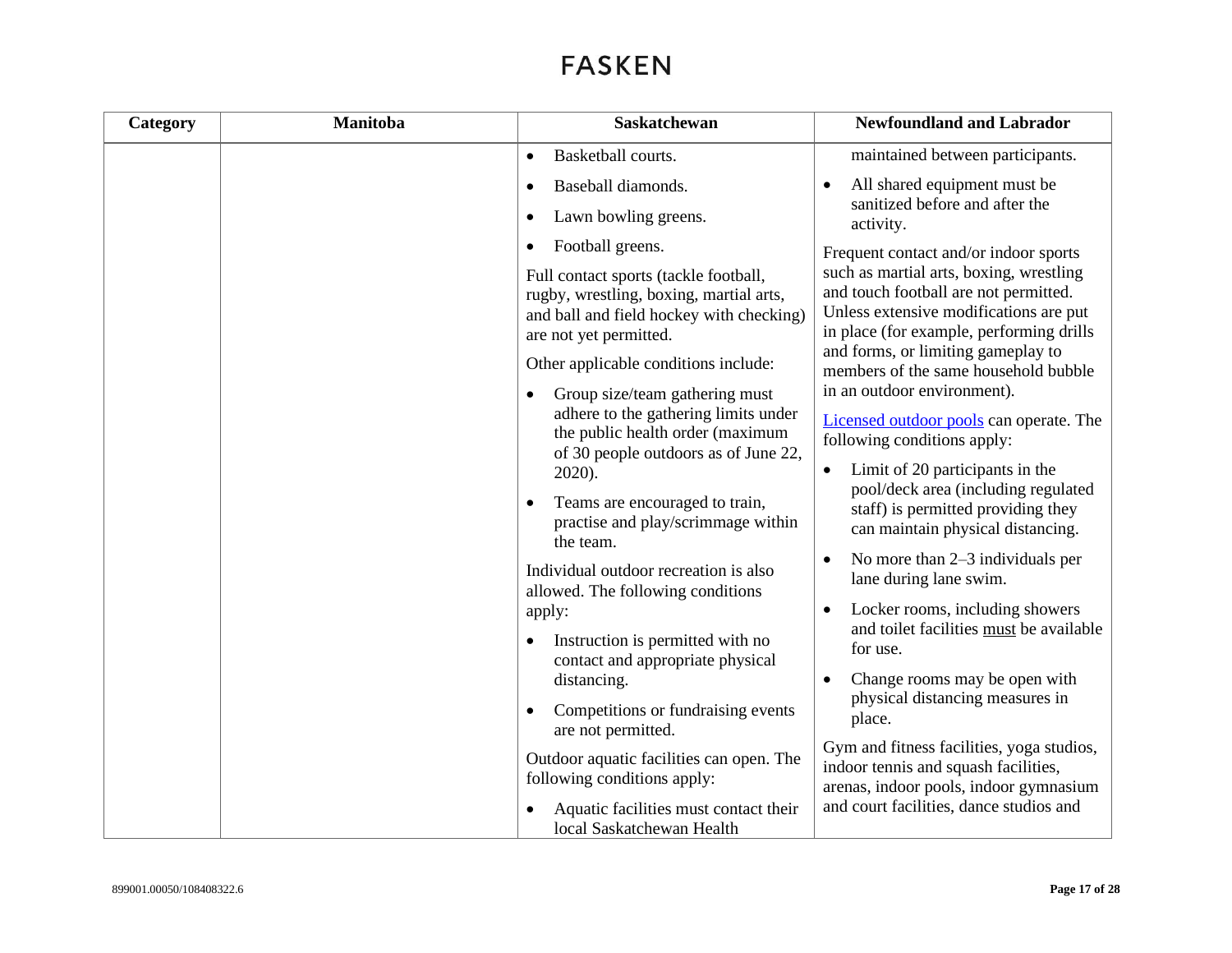| Category | Manitoba | Saskatchewan | Newfoundland and Labrador |
|---|---|---|---|
| | | • Basketball courts.<br>• Baseball diamonds.<br>• Lawn bowling greens.<br>• Football greens.<br>Full contact sports (tackle football, rugby, wrestling, boxing, martial arts, and ball and field hockey with checking) are not yet permitted.<br>Other applicable conditions include:<br>• Group size/team gathering must adhere to the gathering limits under the public health order (maximum of 30 people outdoors as of June 22, 2020).<br>• Teams are encouraged to train, practise and play/scrimmage within the team.<br>Individual outdoor recreation is also allowed. The following conditions apply:<br>• Instruction is permitted with no contact and appropriate physical distancing.<br>• Competitions or fundraising events are not permitted.<br>Outdoor aquatic facilities can open. The following conditions apply:<br>• Aquatic facilities must contact their local Saskatchewan Health | maintained between participants.<br>• All shared equipment must be sanitized before and after the activity.<br>Frequent contact and/or indoor sports such as martial arts, boxing, wrestling and touch football are not permitted. Unless extensive modifications are put in place (for example, performing drills and forms, or limiting gameplay to members of the same household bubble in an outdoor environment).<br>Licensed outdoor pools can operate. The following conditions apply:<br>• Limit of 20 participants in the pool/deck area (including regulated staff) is permitted providing they can maintain physical distancing.<br>• No more than 2–3 individuals per lane during lane swim.<br>• Locker rooms, including showers and toilet facilities <u>must</u> be available for use.<br>• Change rooms may be open with physical distancing measures in place.<br>Gym and fitness facilities, yoga studios, indoor tennis and squash facilities, arenas, indoor pools, indoor gymnasium and court facilities, dance studios and |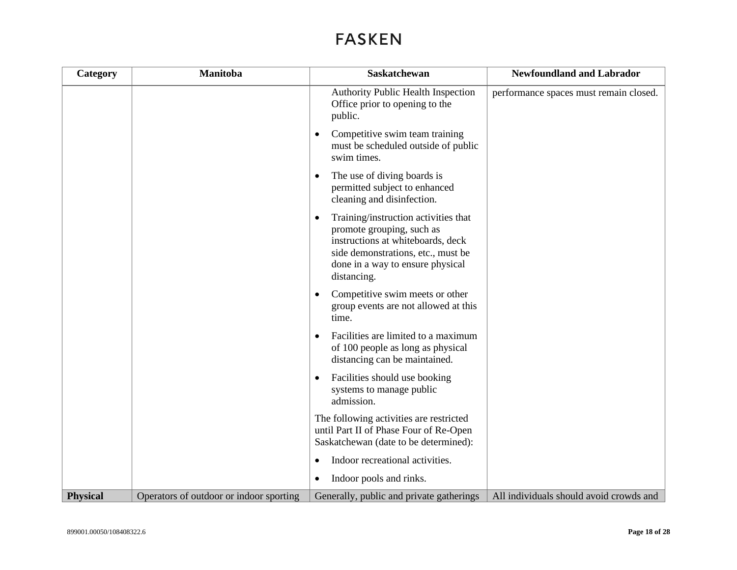| Category | Manitoba | Saskatchewan | Newfoundland and Labrador |
|---|---|---|---|
| | | Authority Public Health Inspection Office prior to opening to the public.<br>• Competitive swim team training must be scheduled outside of public swim times.<br>• The use of diving boards is permitted subject to enhanced cleaning and disinfection.<br>• Training/instruction activities that promote grouping, such as instructions at whiteboards, deck side demonstrations, etc., must be done in a way to ensure physical distancing.<br>• Competitive swim meets or other group events are not allowed at this time.<br>• Facilities are limited to a maximum of 100 people as long as physical distancing can be maintained.<br>• Facilities should use booking systems to manage public admission.<br>The following activities are restricted until Part II of Phase Four of Re-Open Saskatchewan (date to be determined):<br>• Indoor recreational activities.<br>• Indoor pools and rinks. | performance spaces must remain closed. |
| **Physical** | Operators of outdoor or indoor sporting | Generally, public and private gatherings | All individuals should avoid crowds and |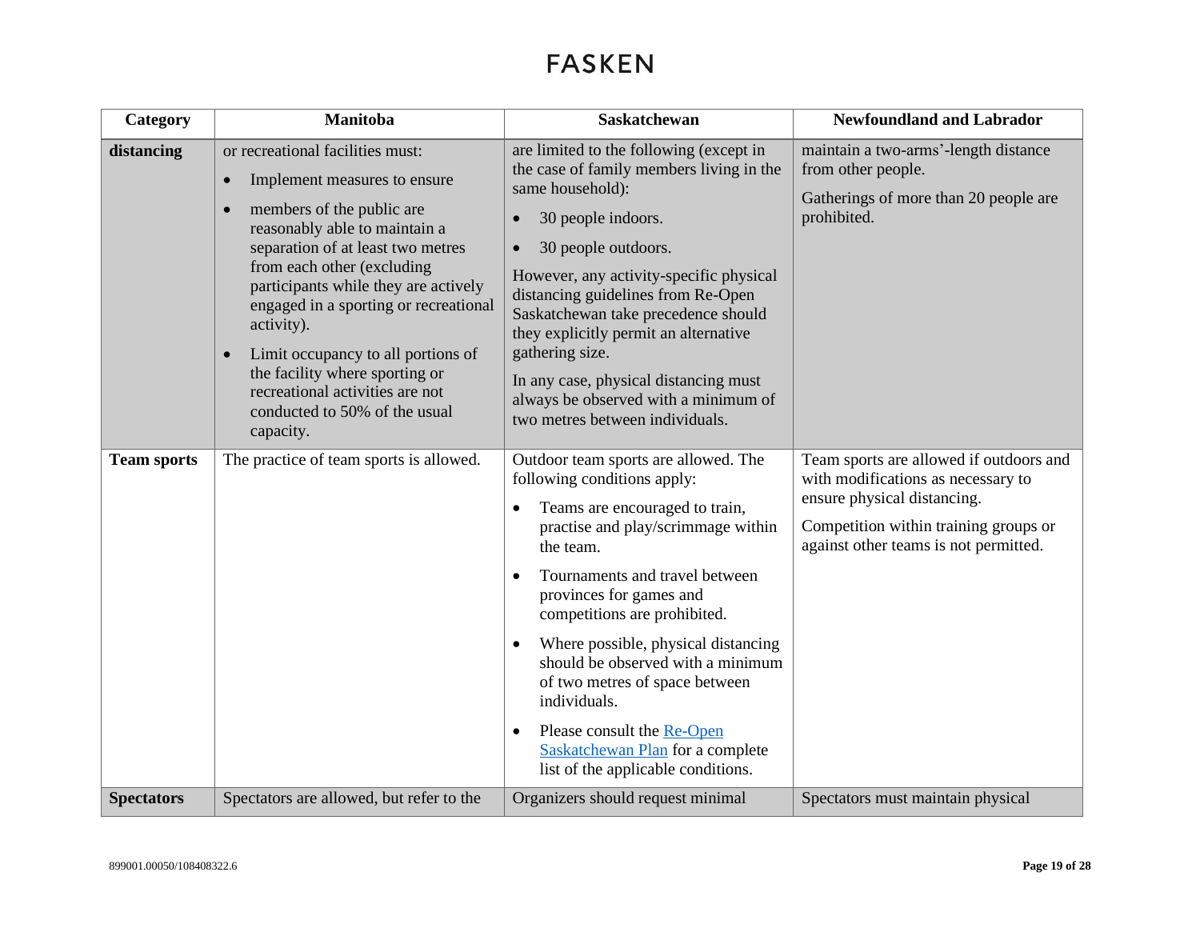| Category | Manitoba | Saskatchewan | Newfoundland and Labrador |
| --- | --- | --- | --- |
| **distancing** | or recreational facilities must:<br>• Implement measures to ensure<br>• members of the public are reasonably able to maintain a separation of at least two metres from each other (excluding participants while they are actively engaged in a sporting or recreational activity).<br>• Limit occupancy to all portions of the facility where sporting or recreational activities are not conducted to 50% of the usual capacity. | are limited to the following (except in the case of family members living in the same household):<br>• 30 people indoors.<br>• 30 people outdoors.<br>However, any activity-specific physical distancing guidelines from Re-Open Saskatchewan take precedence should they explicitly permit an alternative gathering size.<br>In any case, physical distancing must always be observed with a minimum of two metres between individuals. | maintain a two-arms'-length distance from other people.<br>Gatherings of more than 20 people are prohibited. |
| **Team sports** | The practice of team sports is allowed. | Outdoor team sports are allowed. The following conditions apply:<br>• Teams are encouraged to train, practise and play/scrimmage within the team.<br>• Tournaments and travel between provinces for games and competitions are prohibited.<br>• Where possible, physical distancing should be observed with a minimum of two metres of space between individuals.<br>• Please consult the [Re-Open Saskatchewan Plan]() for a complete list of the applicable conditions. | Team sports are allowed if outdoors and with modifications as necessary to ensure physical distancing.<br>Competition within training groups or against other teams is not permitted. |
| **Spectators** | Spectators are allowed, but refer to the | Organizers should request minimal | Spectators must maintain physical |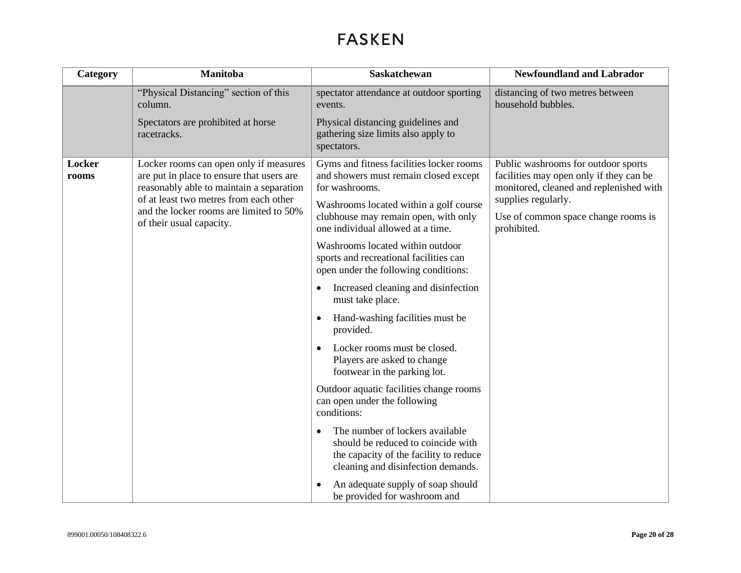| Category | Manitoba | Saskatchewan | Newfoundland and Labrador |
|---|---|---|---|
| | "Physical Distancing" section of this column.<br><br>Spectators are prohibited at horse racetracks. | spectator attendance at outdoor sporting events.<br><br>Physical distancing guidelines and gathering size limits also apply to spectators. | distancing of two metres between household bubbles. |
| **Locker rooms** | Locker rooms can open only if measures are put in place to ensure that users are reasonably able to maintain a separation of at least two metres from each other and the locker rooms are limited to 50% of their usual capacity. | Gyms and fitness facilities locker rooms and showers must remain closed except for washrooms.<br><br>Washrooms located within a golf course clubhouse may remain open, with only one individual allowed at a time.<br><br>Washrooms located within outdoor sports and recreational facilities can open under the following conditions:<br><br>• Increased cleaning and disinfection must take place.<br>• Hand-washing facilities must be provided.<br>• Locker rooms must be closed. Players are asked to change footwear in the parking lot.<br><br>Outdoor aquatic facilities change rooms can open under the following conditions:<br><br>• The number of lockers available should be reduced to coincide with the capacity of the facility to reduce cleaning and disinfection demands.<br>• An adequate supply of soap should be provided for washroom and | Public washrooms for outdoor sports facilities may open only if they can be monitored, cleaned and replenished with supplies regularly.<br><br>Use of common space change rooms is prohibited. |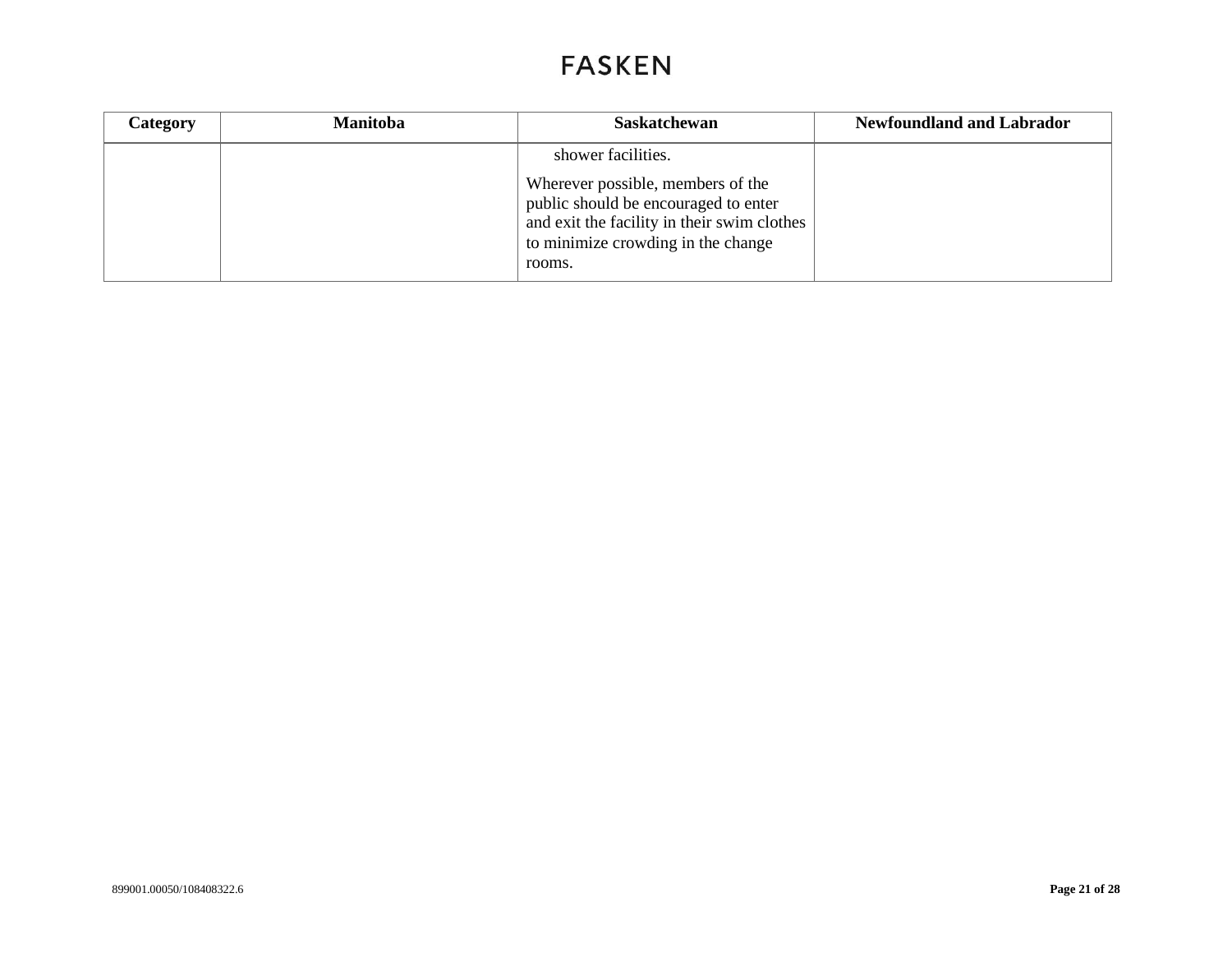| Category | Manitoba | Saskatchewan | Newfoundland and Labrador |
| --- | --- | --- | --- |
| | | shower facilities.<br><br>Wherever possible, members of the public should be encouraged to enter and exit the facility in their swim clothes to minimize crowding in the change rooms. | |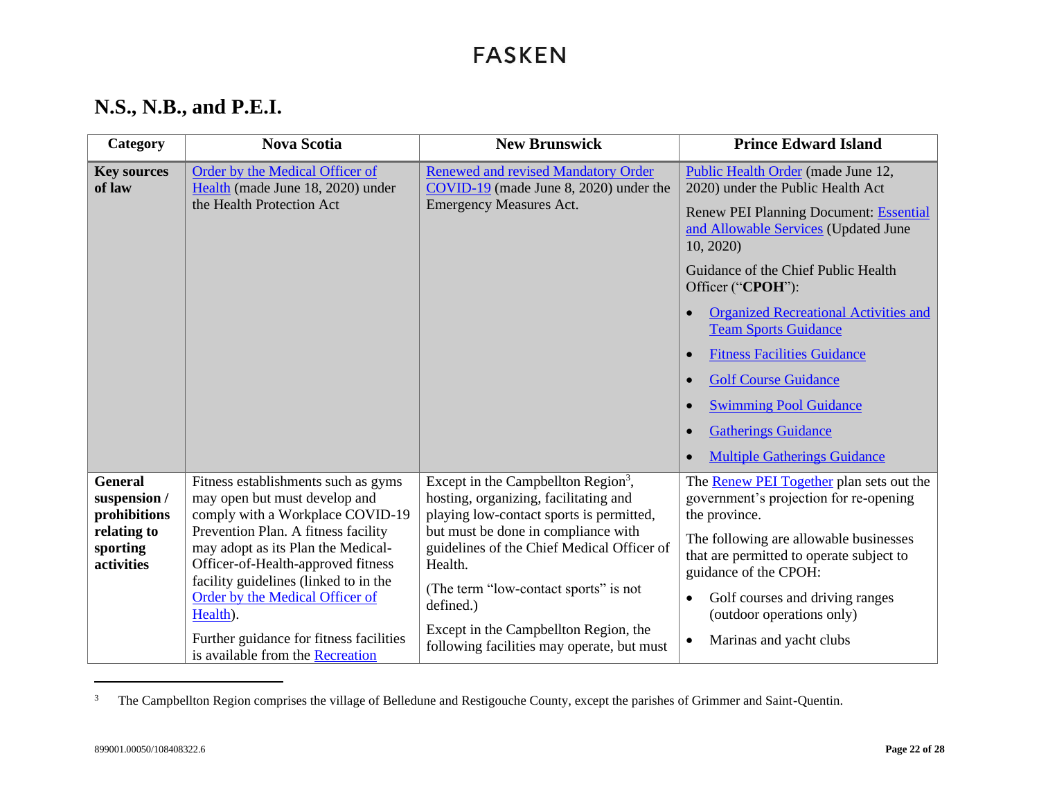## N.S., N.B., and P.E.I.

| Category | Nova Scotia | New Brunswick | Prince Edward Island |
|---|---|---|---|
| **Key sources of law** | Order by the Medical Officer of Health (made June 18, 2020) under the Health Protection Act | Renewed and revised Mandatory Order COVID-19 (made June 8, 2020) under the Emergency Measures Act. | Public Health Order (made June 12, 2020) under the Public Health Act<br><br>Renew PEI Planning Document: Essential and Allowable Services (Updated June 10, 2020)<br><br>Guidance of the Chief Public Health Officer ("**CPOH**"):<br>• Organized Recreational Activities and Team Sports Guidance<br>• Fitness Facilities Guidance<br>• Golf Course Guidance<br>• Swimming Pool Guidance<br>• Gatherings Guidance<br>• Multiple Gatherings Guidance |
| **General suspension / prohibitions relating to sporting activities** | Fitness establishments such as gyms may open but must develop and comply with a Workplace COVID-19 Prevention Plan. A fitness facility may adopt as its Plan the Medical-Officer-of-Health-approved fitness facility guidelines (linked to in the Order by the Medical Officer of Health).<br><br>Further guidance for fitness facilities is available from the Recreation | Except in the Campbellton Region[3], hosting, organizing, facilitating and playing low-contact sports is permitted, but must be done in compliance with guidelines of the Chief Medical Officer of Health.<br><br>(The term "low-contact sports" is not defined.)<br><br>Except in the Campbellton Region, the following facilities may operate, but must | The Renew PEI Together plan sets out the government's projection for re-opening the province.<br><br>The following are allowable businesses that are permitted to operate subject to guidance of the CPOH:<br>• Golf courses and driving ranges (outdoor operations only)<br>• Marinas and yacht clubs |

[3] The Campbellton Region comprises the village of Belledune and Restigouche County, except the parishes of Grimmer and Saint-Quentin.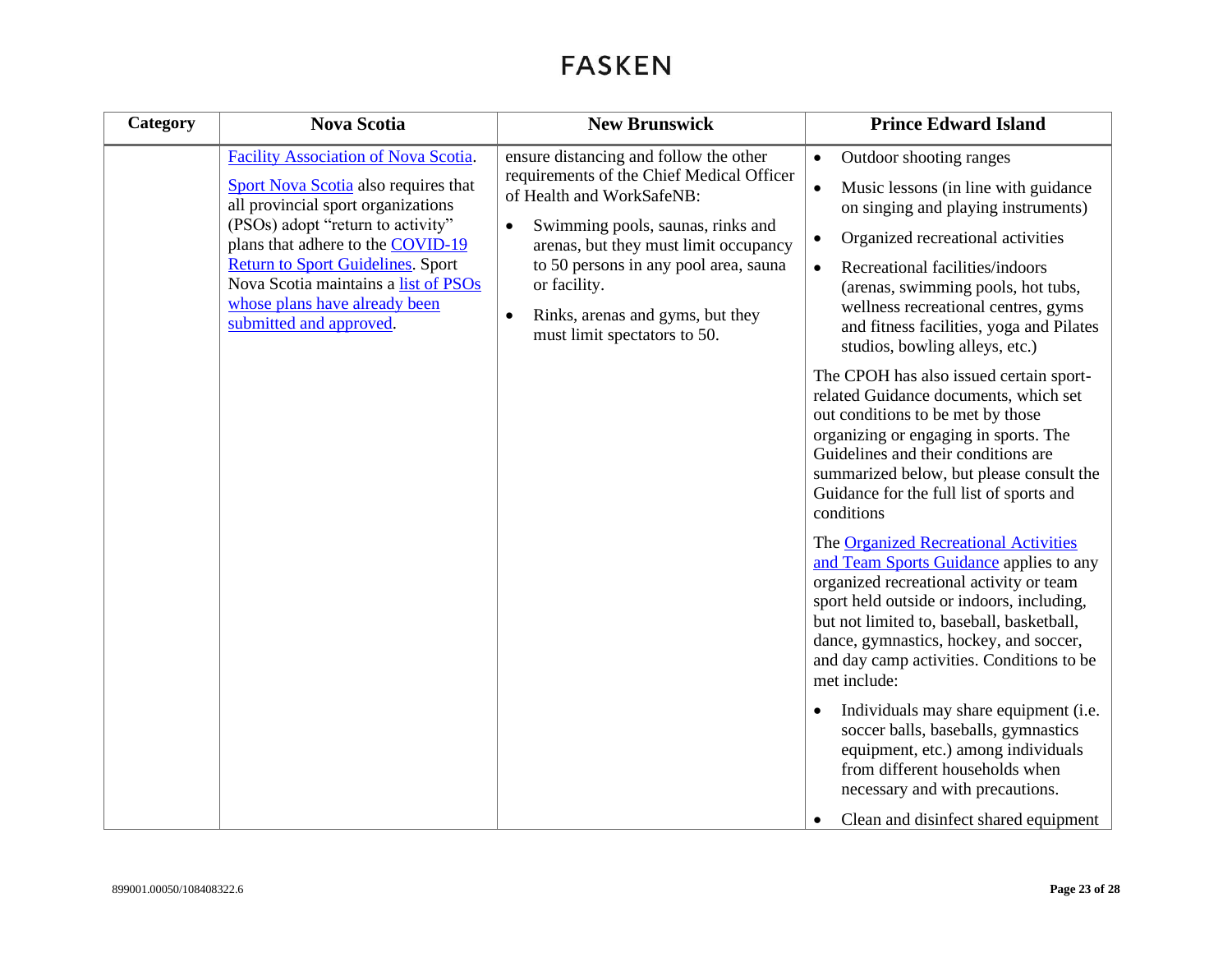| Category | Nova Scotia | New Brunswick | Prince Edward Island |
|---|---|---|---|
| | Facility Association of Nova Scotia.<br><br>Sport Nova Scotia also requires that all provincial sport organizations (PSOs) adopt "return to activity" plans that adhere to the COVID-19 Return to Sport Guidelines. Sport Nova Scotia maintains a list of PSOs whose plans have already been submitted and approved. | ensure distancing and follow the other requirements of the Chief Medical Officer of Health and WorkSafeNB:<br><br>• Swimming pools, saunas, rinks and arenas, but they must limit occupancy to 50 persons in any pool area, sauna or facility.<br>• Rinks, arenas and gyms, but they must limit spectators to 50. | • Outdoor shooting ranges<br>• Music lessons (in line with guidance on singing and playing instruments)<br>• Organized recreational activities<br>• Recreational facilities/indoors (arenas, swimming pools, hot tubs, wellness recreational centres, gyms and fitness facilities, yoga and Pilates studios, bowling alleys, etc.)<br><br>The CPOH has also issued certain sport-related Guidance documents, which set out conditions to be met by those organizing or engaging in sports. The Guidelines and their conditions are summarized below, but please consult the Guidance for the full list of sports and conditions<br><br>The Organized Recreational Activities and Team Sports Guidance applies to any organized recreational activity or team sport held outside or indoors, including, but not limited to, baseball, basketball, dance, gymnastics, hockey, and soccer, and day camp activities. Conditions to be met include:<br><br>• Individuals may share equipment (i.e. soccer balls, baseballs, gymnastics equipment, etc.) among individuals from different households when necessary and with precautions.<br>• Clean and disinfect shared equipment |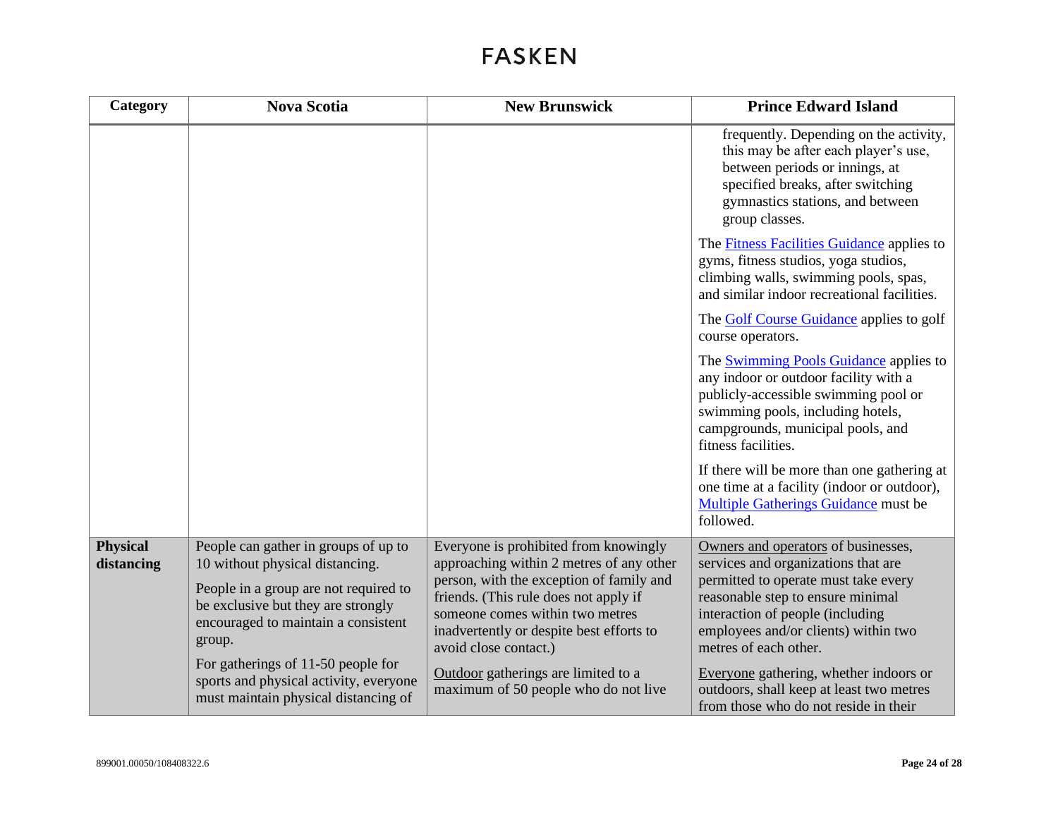| Category | Nova Scotia | New Brunswick | Prince Edward Island |
|---|---|---|---|
| | | | frequently. Depending on the activity, this may be after each player's use, between periods or innings, at specified breaks, after switching gymnastics stations, and between group classes.<br><br>The [Fitness Facilities Guidance]() applies to gyms, fitness studios, yoga studios, climbing walls, swimming pools, spas, and similar indoor recreational facilities.<br><br>The [Golf Course Guidance]() applies to golf course operators.<br><br>The [Swimming Pools Guidance]() applies to any indoor or outdoor facility with a publicly-accessible swimming pool or swimming pools, including hotels, campgrounds, municipal pools, and fitness facilities.<br><br>If there will be more than one gathering at one time at a facility (indoor or outdoor), [Multiple Gatherings Guidance]() must be followed. |
| **Physical distancing** | People can gather in groups of up to 10 without physical distancing.<br><br>People in a group are not required to be exclusive but they are strongly encouraged to maintain a consistent group.<br><br>For gatherings of 11-50 people for sports and physical activity, everyone must maintain physical distancing of | Everyone is prohibited from knowingly approaching within 2 metres of any other person, with the exception of family and friends. (This rule does not apply if someone comes within two metres inadvertently or despite best efforts to avoid close contact.)<br><br>Outdoor gatherings are limited to a maximum of 50 people who do not live | Owners and operators of businesses, services and organizations that are permitted to operate must take every reasonable step to ensure minimal interaction of people (including employees and/or clients) within two metres of each other.<br><br>Everyone gathering, whether indoors or outdoors, shall keep at least two metres from those who do not reside in their |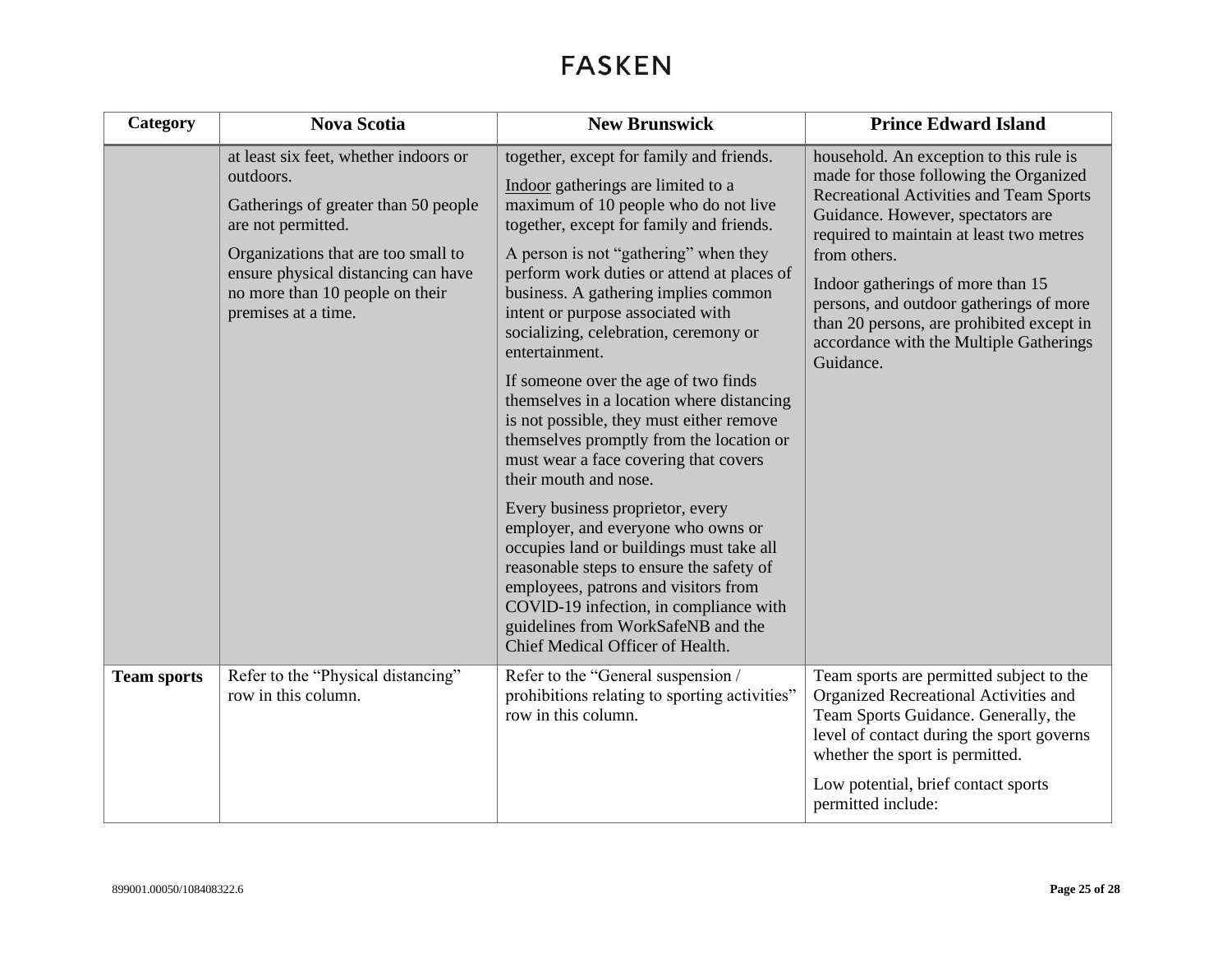| Category | Nova Scotia | New Brunswick | Prince Edward Island |
|---|---|---|---|
| | at least six feet, whether indoors or outdoors.<br><br>Gatherings of greater than 50 people are not permitted.<br><br>Organizations that are too small to ensure physical distancing can have no more than 10 people on their premises at a time. | together, except for family and friends.<br><br>Indoor gatherings are limited to a maximum of 10 people who do not live together, except for family and friends.<br><br>A person is not "gathering" when they perform work duties or attend at places of business. A gathering implies common intent or purpose associated with socializing, celebration, ceremony or entertainment.<br><br>If someone over the age of two finds themselves in a location where distancing is not possible, they must either remove themselves promptly from the location or must wear a face covering that covers their mouth and nose.<br><br>Every business proprietor, every employer, and everyone who owns or occupies land or buildings must take all reasonable steps to ensure the safety of employees, patrons and visitors from COVID-19 infection, in compliance with guidelines from WorkSafeNB and the Chief Medical Officer of Health. | household. An exception to this rule is made for those following the Organized Recreational Activities and Team Sports Guidance. However, spectators are required to maintain at least two metres from others.<br><br>Indoor gatherings of more than 15 persons, and outdoor gatherings of more than 20 persons, are prohibited except in accordance with the Multiple Gatherings Guidance. |
| **Team sports** | Refer to the "Physical distancing" row in this column. | Refer to the "General suspension / prohibitions relating to sporting activities" row in this column. | Team sports are permitted subject to the Organized Recreational Activities and Team Sports Guidance. Generally, the level of contact during the sport governs whether the sport is permitted.<br><br>Low potential, brief contact sports permitted include: |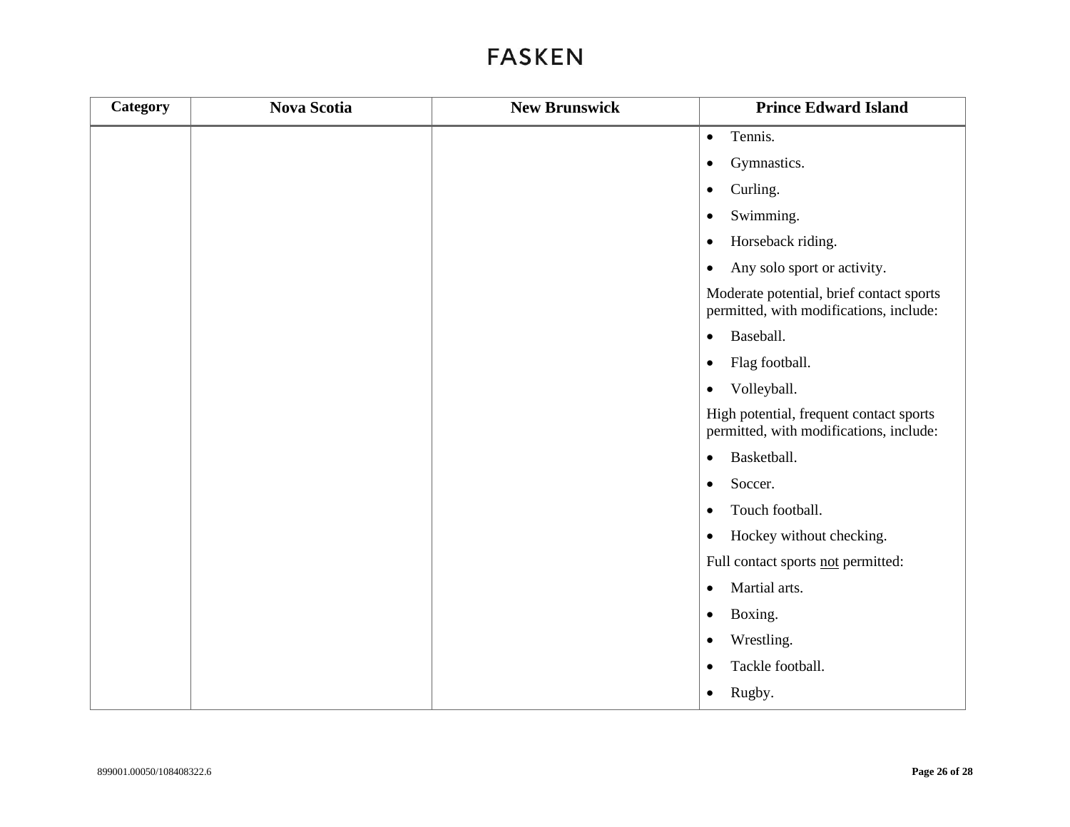| Category | Nova Scotia | New Brunswick | Prince Edward Island |
|---|---|---|---|
| | | | • Tennis.<br>• Gymnastics.<br>• Curling.<br>• Swimming.<br>• Horseback riding.<br>• Any solo sport or activity.<br>Moderate potential, brief contact sports permitted, with modifications, include:<br>• Baseball.<br>• Flag football.<br>• Volleyball.<br>High potential, frequent contact sports permitted, with modifications, include:<br>• Basketball.<br>• Soccer.<br>• Touch football.<br>• Hockey without checking.<br>Full contact sports <u>not</u> permitted:<br>• Martial arts.<br>• Boxing.<br>• Wrestling.<br>• Tackle football.<br>• Rugby. |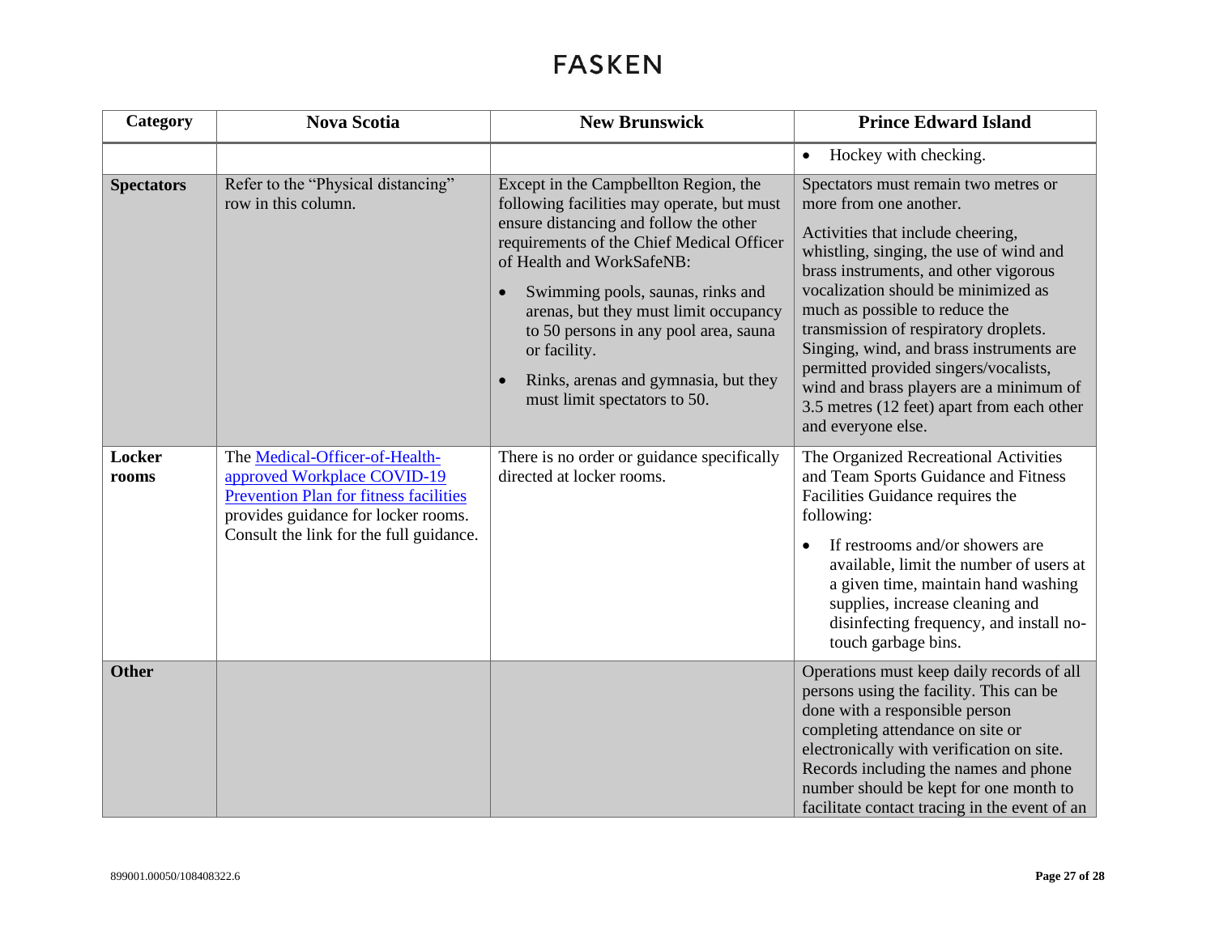| Category | Nova Scotia | New Brunswick | Prince Edward Island |
|---|---|---|---|
| | | | • Hockey with checking. |
| **Spectators** | Refer to the "Physical distancing" row in this column. | Except in the Campbellton Region, the following facilities may operate, but must ensure distancing and follow the other requirements of the Chief Medical Officer of Health and WorkSafeNB:<br>• Swimming pools, saunas, rinks and arenas, but they must limit occupancy to 50 persons in any pool area, sauna or facility.<br>• Rinks, arenas and gymnasia, but they must limit spectators to 50. | Spectators must remain two metres or more from one another.<br>Activities that include cheering, whistling, singing, the use of wind and brass instruments, and other vigorous vocalization should be minimized as much as possible to reduce the transmission of respiratory droplets. Singing, wind, and brass instruments are permitted provided singers/vocalists, wind and brass players are a minimum of 3.5 metres (12 feet) apart from each other and everyone else. |
| **Locker rooms** | The Medical-Officer-of-Health-approved Workplace COVID-19 Prevention Plan for fitness facilities provides guidance for locker rooms. Consult the link for the full guidance. | There is no order or guidance specifically directed at locker rooms. | The Organized Recreational Activities and Team Sports Guidance and Fitness Facilities Guidance requires the following:<br>• If restrooms and/or showers are available, limit the number of users at a given time, maintain hand washing supplies, increase cleaning and disinfecting frequency, and install no-touch garbage bins. |
| **Other** | | | Operations must keep daily records of all persons using the facility. This can be done with a responsible person completing attendance on site or electronically with verification on site. Records including the names and phone number should be kept for one month to facilitate contact tracing in the event of an |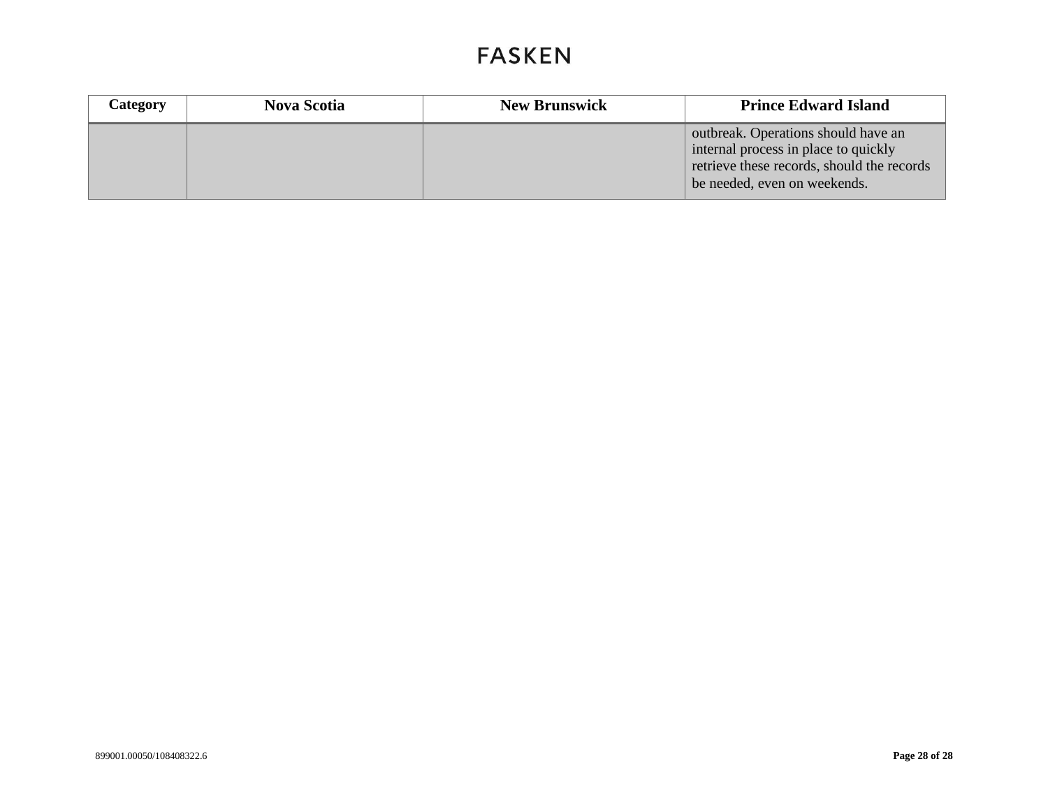| Category | Nova Scotia | New Brunswick | Prince Edward Island |
| --- | --- | --- | --- |
| | | | outbreak. Operations should have an internal process in place to quickly retrieve these records, should the records be needed, even on weekends. |